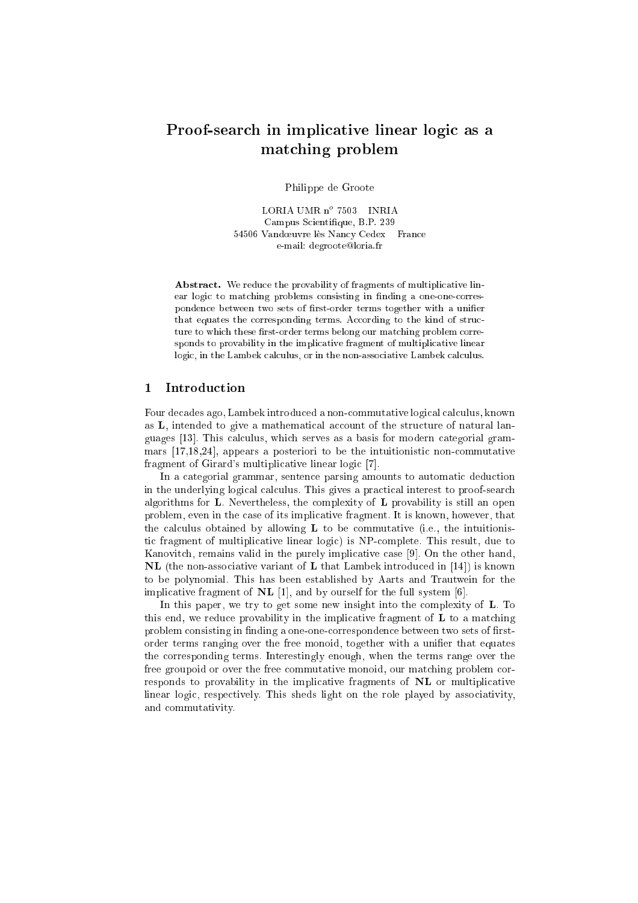# Proof-search in implicative linear logic as a matching problem

Philippe de Groote

LORIA UMR n° 7503 — INRIA
Campus Scientifique, B.P. 239
54506 Vandœuvre lès Nancy Cedex — France
e-mail: degroote@loria.fr

**Abstract.** We reduce the provability of fragments of multiplicative linear logic to matching problems consisting in finding a one-one-correspondence between two sets of first-order terms together with a unifier that equates the corresponding terms. According to the kind of structure to which these first-order terms belong our matching problem corresponds to provability in the implicative fragment of multiplicative linear logic, in the Lambek calculus, or in the non-associative Lambek calculus.

## 1 Introduction

Four decades ago, Lambek introduced a non-commutative logical calculus, known as **L**, intended to give a mathematical account of the structure of natural languages [13]. This calculus, which serves as a basis for modern categorial grammars [17,18,24], appears a posteriori to be the intuitionistic non-commutative fragment of Girard's multiplicative linear logic [7].

In a categorial grammar, sentence parsing amounts to automatic deduction in the underlying logical calculus. This gives a practical interest to proof-search algorithms for **L**. Nevertheless, the complexity of **L** provability is still an open problem, even in the case of its implicative fragment. It is known, however, that the calculus obtained by allowing **L** to be commutative (i.e., the intuitionistic fragment of multiplicative linear logic) is NP-complete. This result, due to Kanovitch, remains valid in the purely implicative case [9]. On the other hand, **NL** (the non-associative variant of **L** that Lambek introduced in [14]) is known to be polynomial. This has been established by Aarts and Trautwein for the implicative fragment of **NL** [1], and by ourself for the full system [6].

In this paper, we try to get some new insight into the complexity of **L**. To this end, we reduce provability in the implicative fragment of **L** to a matching problem consisting in finding a one-one-correspondence between two sets of first-order terms ranging over the free monoid, together with a unifier that equates the corresponding terms. Interestingly enough, when the terms range over the free groupoid or over the free commutative monoid, our matching problem corresponds to provability in the implicative fragments of **NL** or multiplicative linear logic, respectively. This sheds light on the role played by associativity, and commutativity.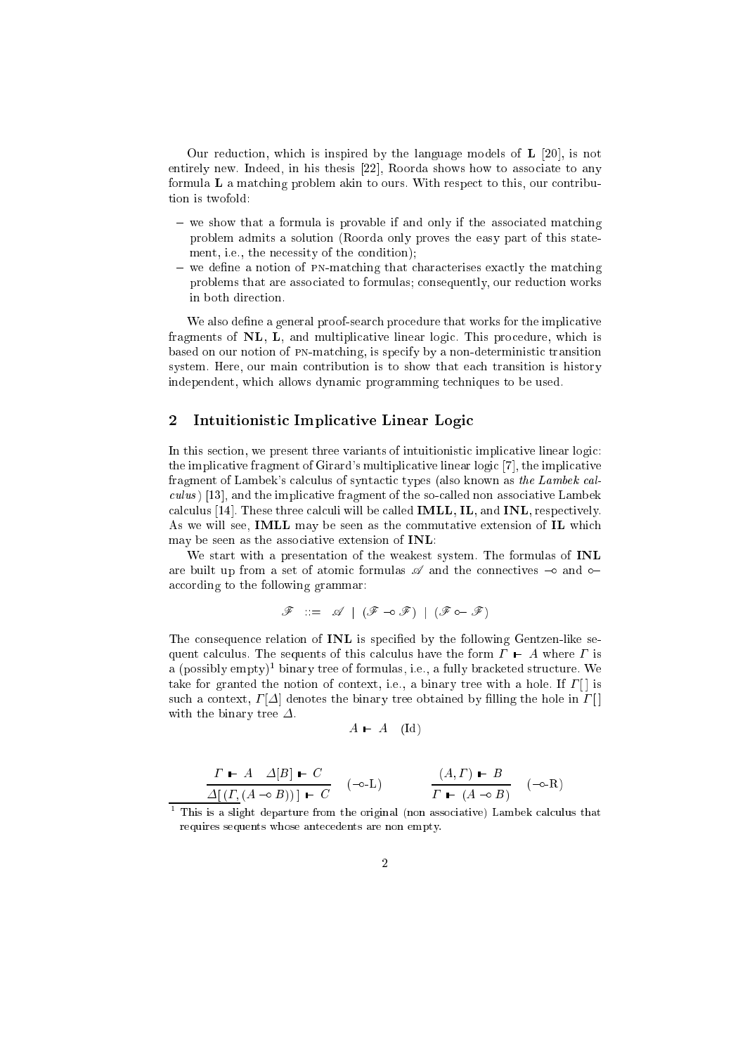Our reduction, which is inspired by the language models of **L** [20], is not entirely new. Indeed, in his thesis [22], Roorda shows how to associate to any formula **L** a matching problem akin to ours. With respect to this, our contribution is twofold:

- we show that a formula is provable if and only if the associated matching problem admits a solution (Roorda only proves the easy part of this statement, i.e., the necessity of the condition);
- we define a notion of PN-matching that characterises exactly the matching problems that are associated to formulas; consequently, our reduction works in both direction.

We also define a general proof-search procedure that works for the implicative fragments of **NL**, **L**, and multiplicative linear logic. This procedure, which is based on our notion of PN-matching, is specify by a non-deterministic transition system. Here, our main contribution is to show that each transition is history independent, which allows dynamic programming techniques to be used.

## 2 Intuitionistic Implicative Linear Logic

In this section, we present three variants of intuitionistic implicative linear logic: the implicative fragment of Girard's multiplicative linear logic [7], the implicative fragment of Lambek's calculus of syntactic types (also known as *the Lambek calculus*) [13], and the implicative fragment of the so-called non associative Lambek calculus [14]. These three calculi will be called **IMLL**, **IL**, and **INL**, respectively. As we will see, **IMLL** may be seen as the commutative extension of **IL** which may be seen as the associative extension of **INL**:

We start with a presentation of the weakest system. The formulas of **INL** are built up from a set of atomic formulas $\mathscr{A}$ and the connectives $\multimap$ and $\multimapinv$ according to the following grammar:

$$\mathscr{F} \ ::= \ \mathscr{A} \ | \ (\mathscr{F} \multimap \mathscr{F}) \ | \ (\mathscr{F} \multimapinv \mathscr{F})$$

The consequence relation of **INL** is specified by the following Gentzen-like sequent calculus. The sequents of this calculus have the form $\Gamma \vdash A$ where $\Gamma$ is a (possibly empty)[1] binary tree of formulas, i.e., a fully bracketed structure. We take for granted the notion of context, i.e., a binary tree with a hole. If $\Gamma[\,]$ is such a context, $\Gamma[\Delta]$ denotes the binary tree obtained by filling the hole in $\Gamma[\,]$ with the binary tree $\Delta$.

$$A \vdash A \quad (\mathrm{Id})$$

$$\frac{\Gamma \vdash A \quad \Delta[B] \vdash C}{\Delta[\,(\Gamma, (A \multimap B))\,] \vdash C} \quad (\multimap\text{-L}) \qquad\qquad \frac{(A, \Gamma) \vdash B}{\Gamma \vdash (A \multimap B)} \quad (\multimap\text{-R})$$

[1] This is a slight departure from the original (non associative) Lambek calculus that requires sequents whose antecedents are non empty.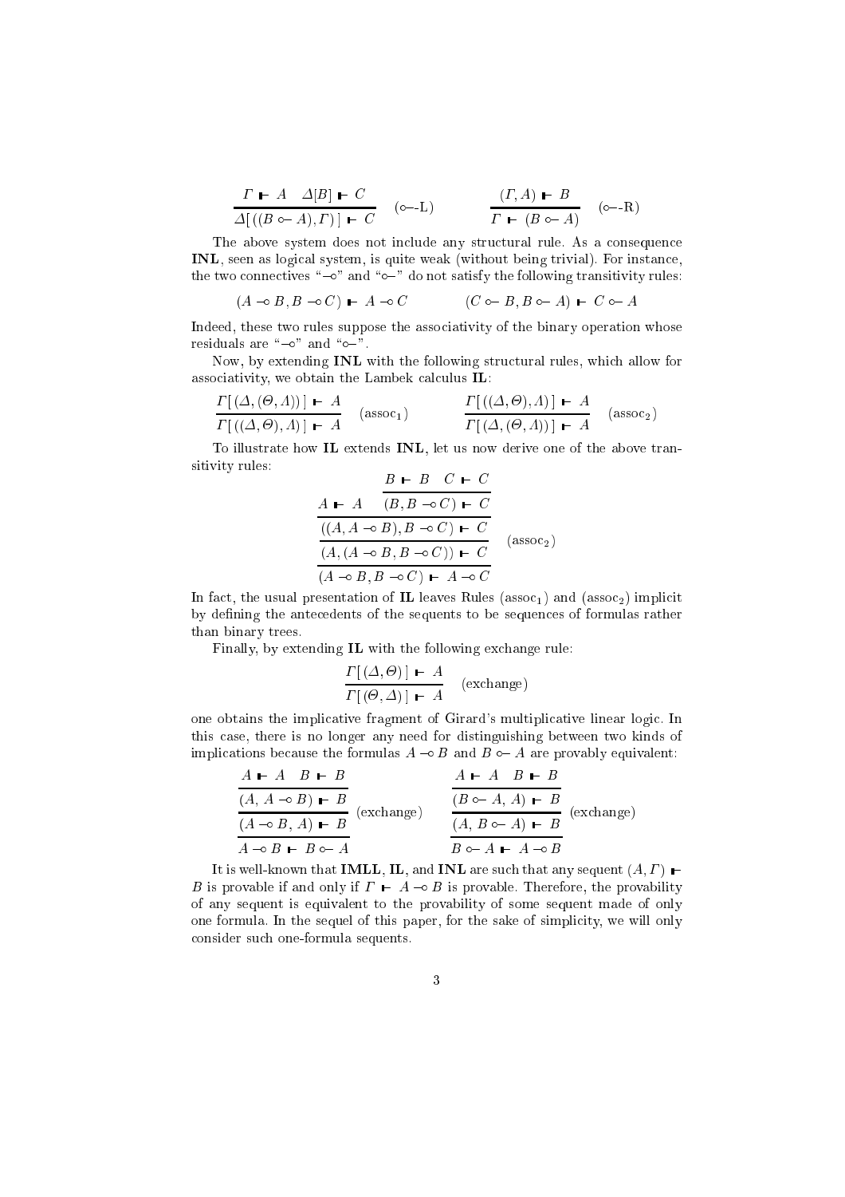$$\frac{\Gamma \vdash A \quad \Delta[B] \vdash C}{\Delta[\,((B \multimapinv A), \Gamma)\,] \vdash C} \;(\multimapinv\text{-L}) \qquad \frac{(\Gamma, A) \vdash B}{\Gamma \vdash (B \multimapinv A)} \;(\multimapinv\text{-R})$$

The above system does not include any structural rule. As a consequence **INL**, seen as logical system, is quite weak (without being trivial). For instance, the two connectives "$\multimap$" and "$\multimapinv$" do not satisfy the following transitivity rules:

$$(A \multimap B, B \multimap C) \vdash A \multimap C \qquad (C \multimapinv B, B \multimapinv A) \vdash C \multimapinv A$$

Indeed, these two rules suppose the associativity of the binary operation whose residuals are "$\multimap$" and "$\multimapinv$".

Now, by extending **INL** with the following structural rules, which allow for associativity, we obtain the Lambek calculus **IL**:

$$\frac{\Gamma[\,(\Delta, (\Theta, \Lambda))\,] \vdash A}{\Gamma[\,((\Delta, \Theta), \Lambda)\,] \vdash A} \;(\text{assoc}_1) \qquad \frac{\Gamma[\,((\Delta, \Theta), \Lambda)\,] \vdash A}{\Gamma[\,(\Delta, (\Theta, \Lambda))\,] \vdash A} \;(\text{assoc}_2)$$

To illustrate how **IL** extends **INL**, let us now derive one of the above transitivity rules:

$$\dfrac{\dfrac{\dfrac{A \vdash A \qquad \dfrac{B \vdash B \quad C \vdash C}{(B, B \multimap C) \vdash C}}{((A, A \multimap B), B \multimap C) \vdash C}}{(A, (A \multimap B, B \multimap C)) \vdash C}\;(\text{assoc}_2)}{(A \multimap B, B \multimap C) \vdash A \multimap C}$$

In fact, the usual presentation of **IL** leaves Rules $(\text{assoc}_1)$ and $(\text{assoc}_2)$ implicit by defining the antecedents of the sequents to be sequences of formulas rather than binary trees.

Finally, by extending **IL** with the following exchange rule:

$$\frac{\Gamma[\,(\Delta, \Theta)\,] \vdash A}{\Gamma[\,(\Theta, \Delta)\,] \vdash A} \;(\text{exchange})$$

one obtains the implicative fragment of Girard's multiplicative linear logic. In this case, there is no longer any need for distinguishing between two kinds of implications because the formulas $A \multimap B$ and $B \multimapinv A$ are provably equivalent:

$$\dfrac{\dfrac{\dfrac{A \vdash A \quad B \vdash B}{(A,\, A \multimap B) \vdash B}}{(A \multimap B,\, A) \vdash B}\;(\text{exchange})}{A \multimap B \vdash B \multimapinv A} \qquad \dfrac{\dfrac{\dfrac{A \vdash A \quad B \vdash B}{(B \multimapinv A,\, A) \vdash B}}{(A,\, B \multimapinv A) \vdash B}\;(\text{exchange})}{B \multimapinv A \vdash A \multimap B}$$

It is well-known that **IMLL**, **IL**, and **INL** are such that any sequent $(A, \Gamma) \vdash B$ is provable if and only if $\Gamma \vdash A \multimap B$ is provable. Therefore, the provability of any sequent is equivalent to the provability of some sequent made of only one formula. In the sequel of this paper, for the sake of simplicity, we will only consider such one-formula sequents.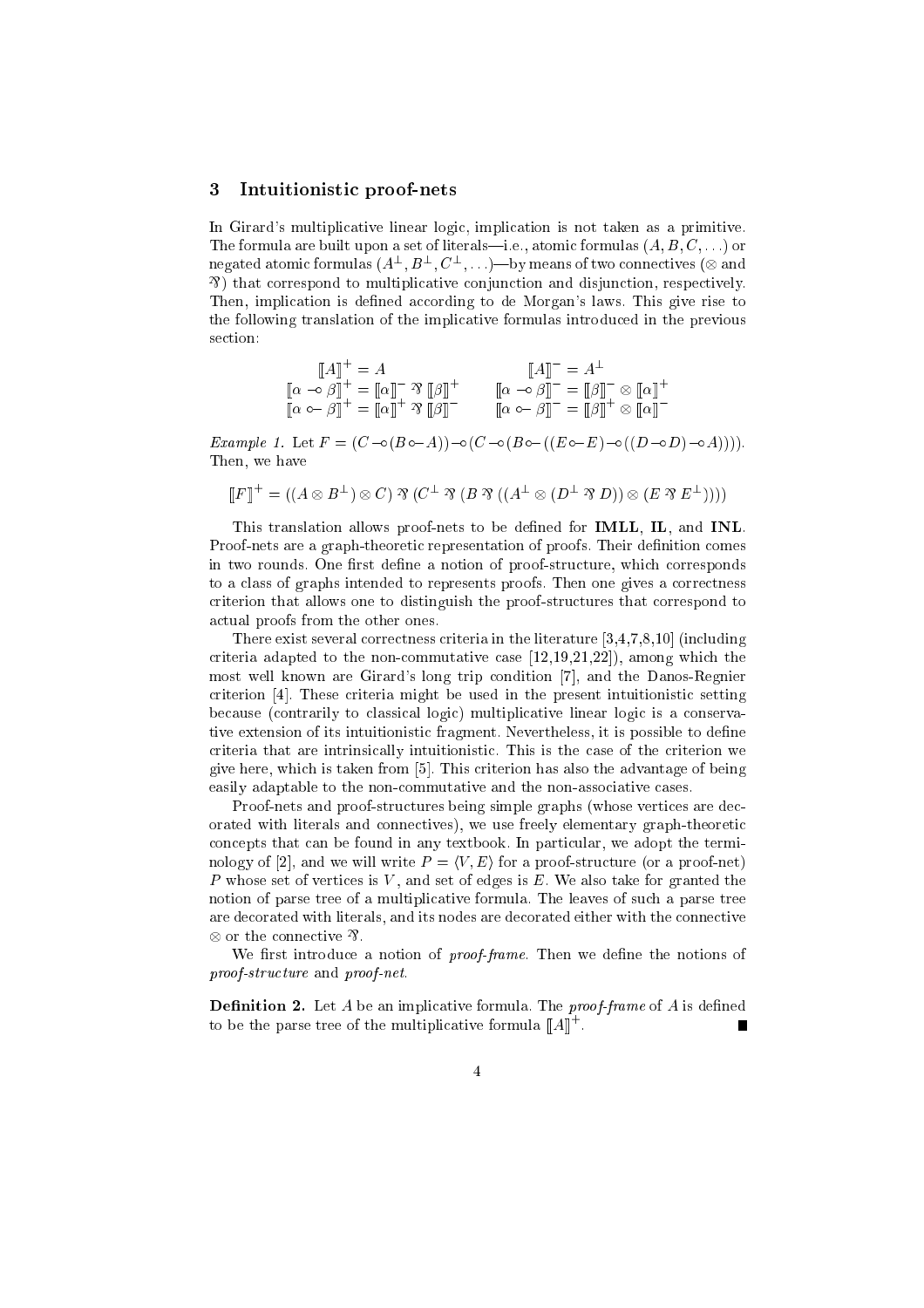## 3 Intuitionistic proof-nets

In Girard's multiplicative linear logic, implication is not taken as a primitive. The formula are built upon a set of literals—i.e., atomic formulas ($A, B, C, \ldots$) or negated atomic formulas ($A^\perp, B^\perp, C^\perp, \ldots$)—by means of two connectives ($\otimes$ and $⅋$) that correspond to multiplicative conjunction and disjunction, respectively. Then, implication is defined according to de Morgan's laws. This give rise to the following translation of the implicative formulas introduced in the previous section:

$$
\begin{array}{ll}
[\![A]\!]^+ = A & [\![A]\!]^- = A^\perp \\
[\![\alpha \multimap \beta]\!]^+ = [\![\alpha]\!]^- ⅋ [\![\beta]\!]^+ & [\![\alpha \multimap \beta]\!]^- = [\![\beta]\!]^- \otimes [\![\alpha]\!]^+ \\
[\![\alpha \circ\!\!- \beta]\!]^+ = [\![\alpha]\!]^+ ⅋ [\![\beta]\!]^- & [\![\alpha \circ\!\!- \beta]\!]^- = [\![\beta]\!]^+ \otimes [\![\alpha]\!]^-
\end{array}
$$

*Example 1.* Let $F = (C \multimap (B \circ\!\!- A)) \multimap (C \multimap (B \circ\!\!- ((E \circ\!\!- E) \multimap ((D \multimap D) \multimap A))))$. Then, we have

$$[\![F]\!]^+ = ((A \otimes B^\perp) \otimes C) ⅋ (C^\perp ⅋ (B ⅋ ((A^\perp \otimes (D^\perp ⅋ D)) \otimes (E ⅋ E^\perp))))$$

This translation allows proof-nets to be defined for **IMLL**, **IL**, and **INL**. Proof-nets are a graph-theoretic representation of proofs. Their definition comes in two rounds. One first define a notion of proof-structure, which corresponds to a class of graphs intended to represents proofs. Then one gives a correctness criterion that allows one to distinguish the proof-structures that correspond to actual proofs from the other ones.

There exist several correctness criteria in the literature [3,4,7,8,10] (including criteria adapted to the non-commutative case [12,19,21,22]), among which the most well known are Girard's long trip condition [7], and the Danos-Regnier criterion [4]. These criteria might be used in the present intuitionistic setting because (contrarily to classical logic) multiplicative linear logic is a conservative extension of its intuitionistic fragment. Nevertheless, it is possible to define criteria that are intrinsically intuitionistic. This is the case of the criterion we give here, which is taken from [5]. This criterion has also the advantage of being easily adaptable to the non-commutative and the non-associative cases.

Proof-nets and proof-structures being simple graphs (whose vertices are decorated with literals and connectives), we use freely elementary graph-theoretic concepts that can be found in any textbook. In particular, we adopt the terminology of [2], and we will write $P = \langle V, E \rangle$ for a proof-structure (or a proof-net) $P$ whose set of vertices is $V$, and set of edges is $E$. We also take for granted the notion of parse tree of a multiplicative formula. The leaves of such a parse tree are decorated with literals, and its nodes are decorated either with the connective $\otimes$ or the connective $⅋$.

We first introduce a notion of *proof-frame*. Then we define the notions of *proof-structure* and *proof-net*.

**Definition 2.** Let $A$ be an implicative formula. The *proof-frame* of $A$ is defined to be the parse tree of the multiplicative formula $[\![A]\!]^+$. ∎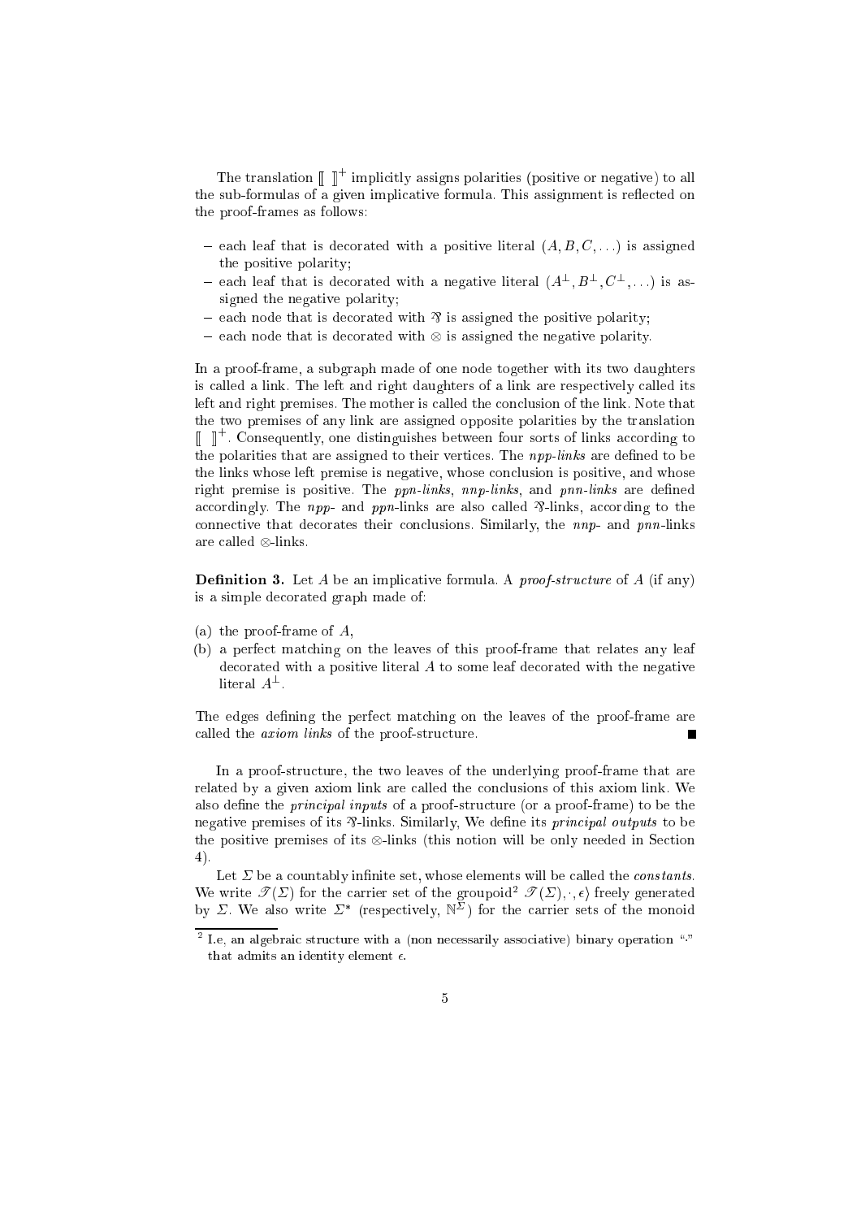The translation $[\![ \ ]\!]^+$ implicitly assigns polarities (positive or negative) to all the sub-formulas of a given implicative formula. This assignment is reflected on the proof-frames as follows:

- each leaf that is decorated with a positive literal $(A, B, C, \ldots)$ is assigned the positive polarity;
- each leaf that is decorated with a negative literal $(A^\perp, B^\perp, C^\perp, \ldots)$ is assigned the negative polarity;
- each node that is decorated with $⅋$ is assigned the positive polarity;
- each node that is decorated with $\otimes$ is assigned the negative polarity.

In a proof-frame, a subgraph made of one node together with its two daughters is called a link. The left and right daughters of a link are respectively called its left and right premises. The mother is called the conclusion of the link. Note that the two premises of any link are assigned opposite polarities by the translation $[\![ \ ]\!]^+$. Consequently, one distinguishes between four sorts of links according to the polarities that are assigned to their vertices. The *npp-links* are defined to be the links whose left premise is negative, whose conclusion is positive, and whose right premise is positive. The *ppn-links*, *nnp-links*, and *pnn-links* are defined accordingly. The *npp*- and *ppn*-links are also called $⅋$-links, according to the connective that decorates their conclusions. Similarly, the *nnp*- and *pnn*-links are called $\otimes$-links.

**Definition 3.** Let $A$ be an implicative formula. A *proof-structure* of $A$ (if any) is a simple decorated graph made of:

(a) the proof-frame of $A$,
(b) a perfect matching on the leaves of this proof-frame that relates any leaf decorated with a positive literal $A$ to some leaf decorated with the negative literal $A^\perp$.

The edges defining the perfect matching on the leaves of the proof-frame are called the *axiom links* of the proof-structure. ■

In a proof-structure, the two leaves of the underlying proof-frame that are related by a given axiom link are called the conclusions of this axiom link. We also define the *principal inputs* of a proof-structure (or a proof-frame) to be the negative premises of its $⅋$-links. Similarly, We define its *principal outputs* to be the positive premises of its $\otimes$-links (this notion will be only needed in Section 4).

Let $\Sigma$ be a countably infinite set, whose elements will be called the *constants*. We write $\mathscr{T}(\Sigma)$ for the carrier set of the groupoid[2] $\mathscr{T}(\Sigma), \cdot, \epsilon\rangle$ freely generated by $\Sigma$. We also write $\Sigma^*$ (respectively, $\mathbb{N}^\Sigma$) for the carrier sets of the monoid

[2] I.e, an algebraic structure with a (non necessarily associative) binary operation "·" that admits an identity element $\epsilon$.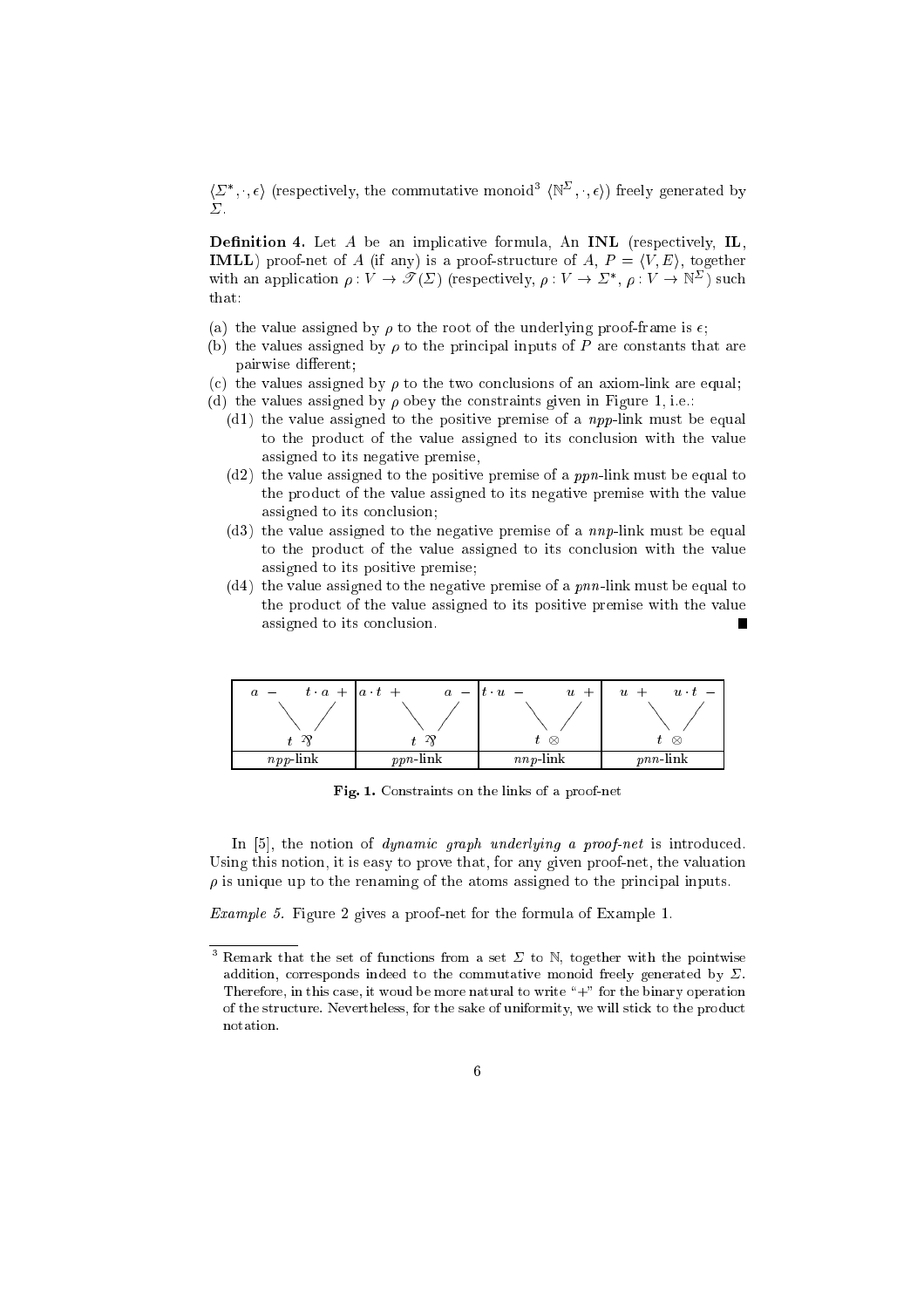$\langle \Sigma^*, \cdot, \epsilon \rangle$ (respectively, the commutative monoid[3] $\langle \mathbb{N}^\Sigma, \cdot, \epsilon \rangle$) freely generated by $\Sigma$.

**Definition 4.** Let $A$ be an implicative formula, An **INL** (respectively, **IL**, **IMLL**) proof-net of $A$ (if any) is a proof-structure of $A$, $P = \langle V, E \rangle$, together with an application $\rho : V \to \mathscr{T}(\Sigma)$ (respectively, $\rho : V \to \Sigma^*$, $\rho : V \to \mathbb{N}^\Sigma$) such that:

(a) the value assigned by $\rho$ to the root of the underlying proof-frame is $\epsilon$;
(b) the values assigned by $\rho$ to the principal inputs of $P$ are constants that are pairwise different;
(c) the values assigned by $\rho$ to the two conclusions of an axiom-link are equal;
(d) the values assigned by $\rho$ obey the constraints given in Figure 1, i.e.:
  (d1) the value assigned to the positive premise of a *npp*-link must be equal to the product of the value assigned to its conclusion with the value assigned to its negative premise,
  (d2) the value assigned to the positive premise of a *ppn*-link must be equal to the product of the value assigned to its negative premise with the value assigned to its conclusion;
  (d3) the value assigned to the negative premise of a *nnp*-link must be equal to the product of the value assigned to its conclusion with the value assigned to its positive premise;
  (d4) the value assigned to the negative premise of a *pnn*-link must be equal to the product of the value assigned to its positive premise with the value assigned to its conclusion. ■

| $a\ -\quad t\cdot a\ +$ <br> $t\ ⅋$ | $a\cdot t\ +\quad a\ -$ <br> $t\ ⅋$ | $t\cdot u\ -\quad u\ +$ <br> $t\ \otimes$ | $u\ +\quad u\cdot t\ -$ <br> $t\ \otimes$ |
|---|---|---|---|
| *npp*-link | *ppn*-link | *nnp*-link | *pnn*-link |

**Fig. 1.** Constraints on the links of a proof-net

In [5], the notion of *dynamic graph underlying a proof-net* is introduced. Using this notion, it is easy to prove that, for any given proof-net, the valuation $\rho$ is unique up to the renaming of the atoms assigned to the principal inputs.

*Example 5.* Figure 2 gives a proof-net for the formula of Example 1.

---

[3] Remark that the set of functions from a set $\Sigma$ to $\mathbb{N}$, together with the pointwise addition, corresponds indeed to the commutative monoid freely generated by $\Sigma$. Therefore, in this case, it woud be more natural to write "+" for the binary operation of the structure. Nevertheless, for the sake of uniformity, we will stick to the product notation.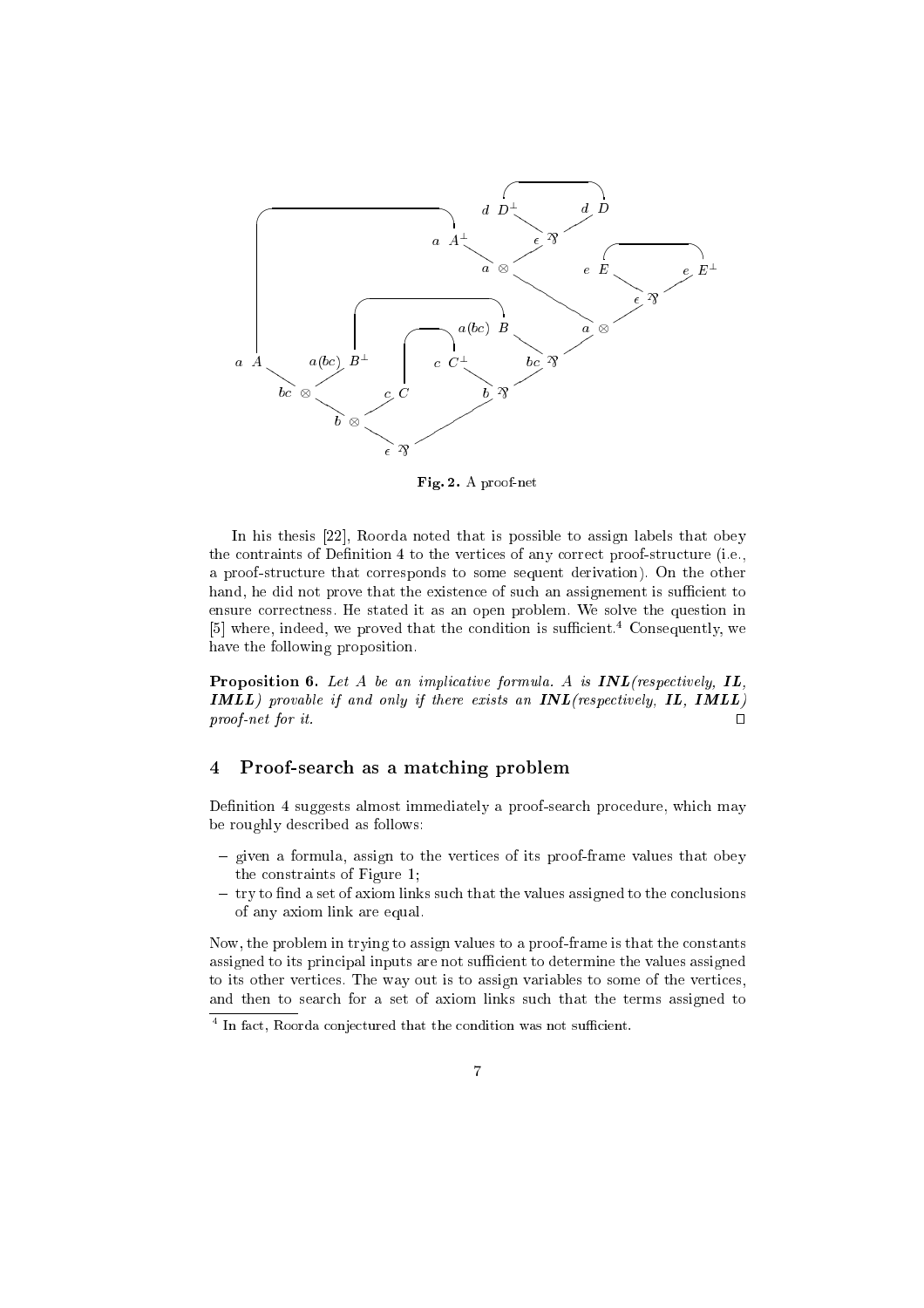Fig. 2. A proof-net

In his thesis [22], Roorda noted that is possible to assign labels that obey the contraints of Definition 4 to the vertices of any correct proof-structure (i.e., a proof-structure that corresponds to some sequent derivation). On the other hand, he did not prove that the existence of such an assignement is sufficient to ensure correctness. He stated it as an open problem. We solve the question in [5] where, indeed, we proved that the condition is sufficient.[4] Consequently, we have the following proposition.

**Proposition 6.** *Let A be an implicative formula. A is* ***INL****(respectively,* ***IL****,* ***IMLL****) provable if and only if there exists an* ***INL****(respectively,* ***IL****,* ***IMLL****) proof-net for it.* □

## 4 Proof-search as a matching problem

Definition 4 suggests almost immediately a proof-search procedure, which may be roughly described as follows:

- given a formula, assign to the vertices of its proof-frame values that obey the constraints of Figure 1;
- try to find a set of axiom links such that the values assigned to the conclusions of any axiom link are equal.

Now, the problem in trying to assign values to a proof-frame is that the constants assigned to its principal inputs are not sufficient to determine the values assigned to its other vertices. The way out is to assign variables to some of the vertices, and then to search for a set of axiom links such that the terms assigned to

[4] In fact, Roorda conjectured that the condition was not sufficient.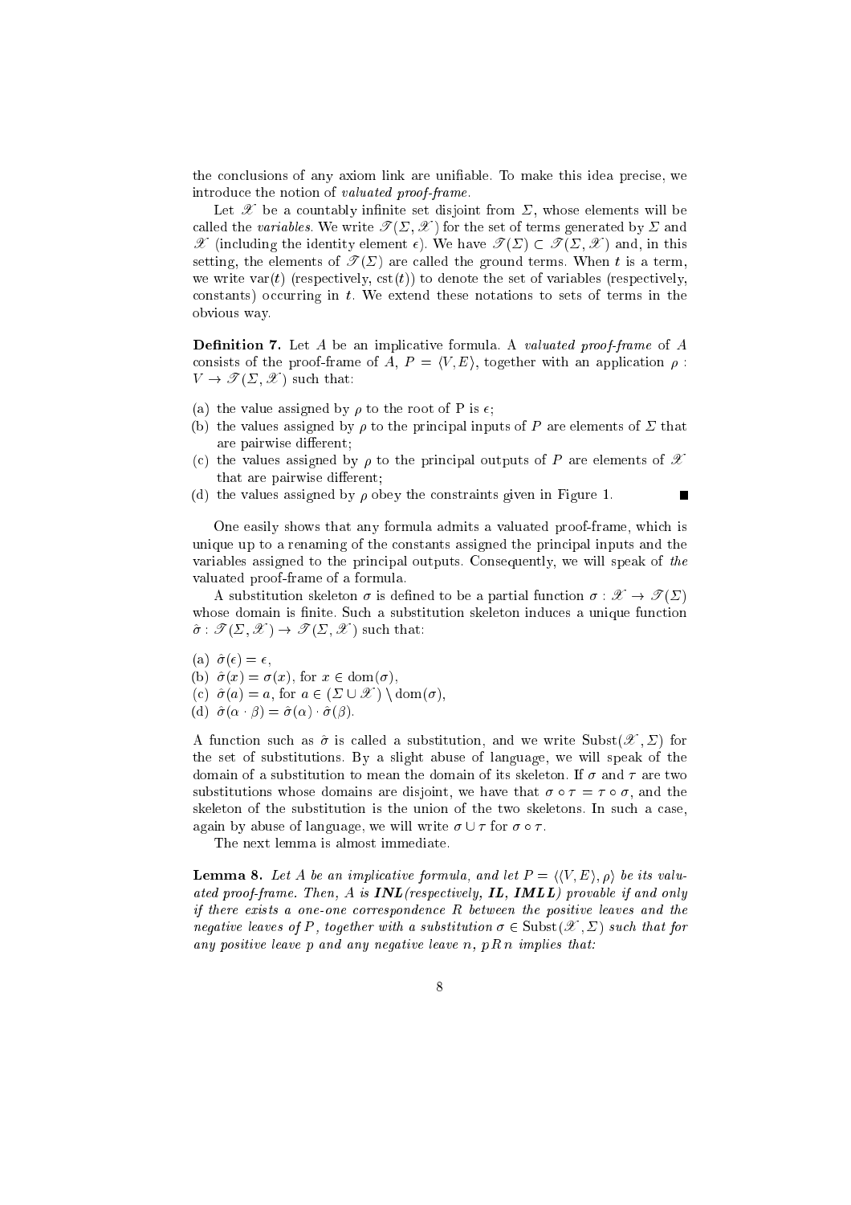the conclusions of any axiom link are unifiable. To make this idea precise, we introduce the notion of *valuated proof-frame*.

Let $\mathscr{X}$ be a countably infinite set disjoint from $\Sigma$, whose elements will be called the *variables*. We write $\mathscr{T}(\Sigma, \mathscr{X})$ for the set of terms generated by $\Sigma$ and $\mathscr{X}$ (including the identity element $\epsilon$). We have $\mathscr{T}(\Sigma) \subset \mathscr{T}(\Sigma, \mathscr{X})$ and, in this setting, the elements of $\mathscr{T}(\Sigma)$ are called the ground terms. When $t$ is a term, we write $\mathrm{var}(t)$ (respectively, $\mathrm{cst}(t)$) to denote the set of variables (respectively, constants) occurring in $t$. We extend these notations to sets of terms in the obvious way.

**Definition 7.** Let $A$ be an implicative formula. A *valuated proof-frame* of $A$ consists of the proof-frame of $A$, $P = \langle V, E \rangle$, together with an application $\rho : V \to \mathscr{T}(\Sigma, \mathscr{X})$ such that:

(a) the value assigned by $\rho$ to the root of P is $\epsilon$;
(b) the values assigned by $\rho$ to the principal inputs of $P$ are elements of $\Sigma$ that are pairwise different;
(c) the values assigned by $\rho$ to the principal outputs of $P$ are elements of $\mathscr{X}$ that are pairwise different;
(d) the values assigned by $\rho$ obey the constraints given in Figure 1. ∎

One easily shows that any formula admits a valuated proof-frame, which is unique up to a renaming of the constants assigned the principal inputs and the variables assigned to the principal outputs. Consequently, we will speak of *the* valuated proof-frame of a formula.

A substitution skeleton $\sigma$ is defined to be a partial function $\sigma : \mathscr{X} \to \mathscr{T}(\Sigma)$ whose domain is finite. Such a substitution skeleton induces a unique function $\hat{\sigma} : \mathscr{T}(\Sigma, \mathscr{X}) \to \mathscr{T}(\Sigma, \mathscr{X})$ such that:

(a) $\hat{\sigma}(\epsilon) = \epsilon$,
(b) $\hat{\sigma}(x) = \sigma(x)$, for $x \in \mathrm{dom}(\sigma)$,
(c) $\hat{\sigma}(a) = a$, for $a \in (\Sigma \cup \mathscr{X}) \setminus \mathrm{dom}(\sigma)$,
(d) $\hat{\sigma}(\alpha \cdot \beta) = \hat{\sigma}(\alpha) \cdot \hat{\sigma}(\beta)$.

A function such as $\hat{\sigma}$ is called a substitution, and we write $\mathrm{Subst}(\mathscr{X}, \Sigma)$ for the set of substitutions. By a slight abuse of language, we will speak of the domain of a substitution to mean the domain of its skeleton. If $\sigma$ and $\tau$ are two substitutions whose domains are disjoint, we have that $\sigma \circ \tau = \tau \circ \sigma$, and the skeleton of the substitution is the union of the two skeletons. In such a case, again by abuse of language, we will write $\sigma \cup \tau$ for $\sigma \circ \tau$.

The next lemma is almost immediate.

**Lemma 8.** *Let $A$ be an implicative formula, and let $P = \langle\langle V, E \rangle, \rho\rangle$ be its valuated proof-frame. Then, $A$ is **INL** (respectively, **IL**, **IMLL**) provable if and only if there exists a one-one correspondence $R$ between the positive leaves and the negative leaves of $P$, together with a substitution $\sigma \in \mathrm{Subst}(\mathscr{X}, \Sigma)$ such that for any positive leave $p$ and any negative leave $n$, $p\,R\,n$ implies that:*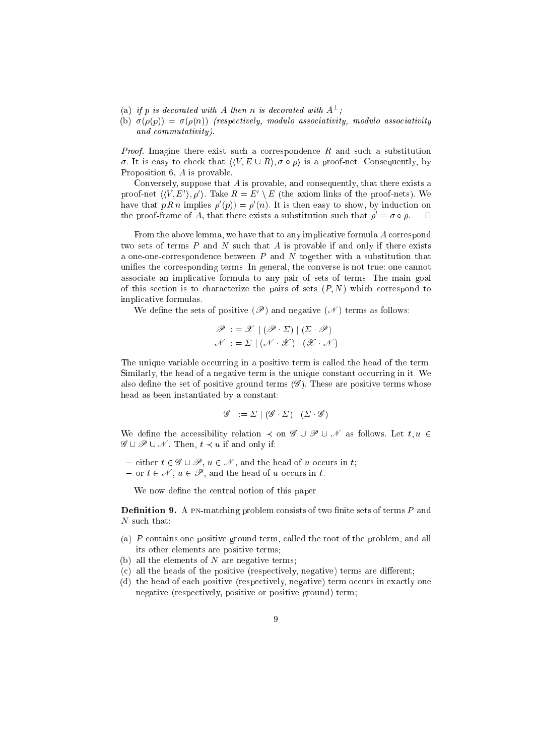(a) *if $p$ is decorated with $A$ then $n$ is decorated with $A^{\perp}$;*
(b) *$\sigma(\rho(p)) = \sigma(\rho(n))$ (respectively, modulo associativity, modulo associativity and commutativity).*

*Proof.* Imagine there exist such a correspondence $R$ and such a substitution $\sigma$. It is easy to check that $\langle\langle V, E \cup R\rangle, \sigma \circ \rho\rangle$ is a proof-net. Consequently, by Proposition 6, $A$ is provable.

Conversely, suppose that $A$ is provable, and consequently, that there exists a proof-net $\langle\langle V, E'\rangle, \rho'\rangle$. Take $R = E' \setminus E$ (the axiom links of the proof-nets). We have that $p\,R\,n$ implies $\rho'(p)) = \rho'(n)$. It is then easy to show, by induction on the proof-frame of $A$, that there exists a substitution such that $\rho' = \sigma \circ \rho$. □

From the above lemma, we have that to any implicative formula $A$ correspond two sets of terms $P$ and $N$ such that $A$ is provable if and only if there exists a one-one-correspondence between $P$ and $N$ together with a substitution that unifies the corresponding terms. In general, the converse is not true: one cannot associate an implicative formula to any pair of sets of terms. The main goal of this section is to characterize the pairs of sets $(P, N)$ which correspond to implicative formulas.

We define the sets of positive ($\mathscr{P}$) and negative ($\mathscr{N}$) terms as follows:

$$\begin{aligned} \mathscr{P} &::= \mathscr{X} \mid (\mathscr{P} \cdot \Sigma) \mid (\Sigma \cdot \mathscr{P}) \\ \mathscr{N} &::= \Sigma \mid (\mathscr{N} \cdot \mathscr{X}) \mid (\mathscr{X} \cdot \mathscr{N}) \end{aligned}$$

The unique variable occurring in a positive term is called the head of the term. Similarly, the head of a negative term is the unique constant occurring in it. We also define the set of positive ground terms ($\mathscr{G}$). These are positive terms whose head as been instantiated by a constant:

$$\mathscr{G} ::= \Sigma \mid (\mathscr{G} \cdot \Sigma) \mid (\Sigma \cdot \mathscr{G})$$

We define the accessibility relation $\prec$ on $\mathscr{G} \cup \mathscr{P} \cup \mathscr{N}$ as follows. Let $t, u \in \mathscr{G} \cup \mathscr{P} \cup \mathscr{N}$. Then, $t \prec u$ if and only if:

- either $t \in \mathscr{G} \cup \mathscr{P}$, $u \in \mathscr{N}$, and the head of $u$ occurs in $t$;
- or $t \in \mathscr{N}$, $u \in \mathscr{P}$, and the head of $u$ occurs in $t$.

We now define the central notion of this paper

**Definition 9.** A PN-matching problem consists of two finite sets of terms $P$ and $N$ such that:

(a) $P$ contains one positive ground term, called the root of the problem, and all its other elements are positive terms;
(b) all the elements of $N$ are negative terms;
(c) all the heads of the positive (respectively, negative) terms are different;
(d) the head of each positive (respectively, negative) term occurs in exactly one negative (respectively, positive or positive ground) term;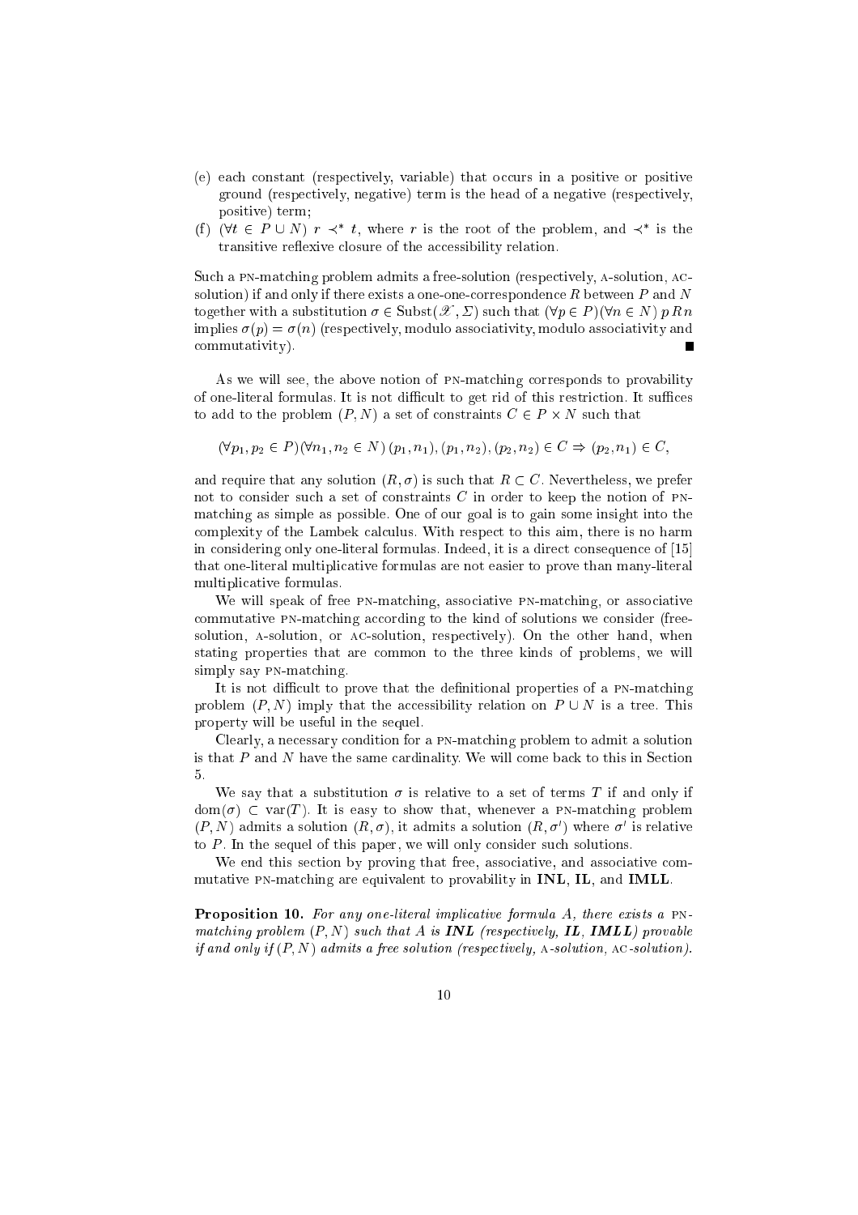(e) each constant (respectively, variable) that occurs in a positive or positive ground (respectively, negative) term is the head of a negative (respectively, positive) term;

(f) $(\forall t \in P \cup N)\ r \prec^* t$, where $r$ is the root of the problem, and $\prec^*$ is the transitive reflexive closure of the accessibility relation.

Such a PN-matching problem admits a free-solution (respectively, A-solution, AC-solution) if and only if there exists a one-one-correspondence $R$ between $P$ and $N$ together with a substitution $\sigma \in \mathrm{Subst}(\mathscr{X}, \Sigma)$ such that $(\forall p \in P)(\forall n \in N)\, p\, R\, n$ implies $\sigma(p) = \sigma(n)$ (respectively, modulo associativity, modulo associativity and commutativity). ∎

As we will see, the above notion of PN-matching corresponds to provability of one-literal formulas. It is not difficult to get rid of this restriction. It suffices to add to the problem $(P, N)$ a set of constraints $C \in P \times N$ such that

$$(\forall p_1, p_2 \in P)(\forall n_1, n_2 \in N)\, (p_1, n_1), (p_1, n_2), (p_2, n_2) \in C \Rightarrow (p_2, n_1) \in C,$$

and require that any solution $(R, \sigma)$ is such that $R \subset C$. Nevertheless, we prefer not to consider such a set of constraints $C$ in order to keep the notion of PN-matching as simple as possible. One of our goal is to gain some insight into the complexity of the Lambek calculus. With respect to this aim, there is no harm in considering only one-literal formulas. Indeed, it is a direct consequence of [15] that one-literal multiplicative formulas are not easier to prove than many-literal multiplicative formulas.

We will speak of free PN-matching, associative PN-matching, or associative commutative PN-matching according to the kind of solutions we consider (free-solution, A-solution, or AC-solution, respectively). On the other hand, when stating properties that are common to the three kinds of problems, we will simply say PN-matching.

It is not difficult to prove that the definitional properties of a PN-matching problem $(P, N)$ imply that the accessibility relation on $P \cup N$ is a tree. This property will be useful in the sequel.

Clearly, a necessary condition for a PN-matching problem to admit a solution is that $P$ and $N$ have the same cardinality. We will come back to this in Section 5.

We say that a substitution $\sigma$ is relative to a set of terms $T$ if and only if $\mathrm{dom}(\sigma) \subset \mathrm{var}(T)$. It is easy to show that, whenever a PN-matching problem $(P, N)$ admits a solution $(R, \sigma)$, it admits a solution $(R, \sigma')$ where $\sigma'$ is relative to $P$. In the sequel of this paper, we will only consider such solutions.

We end this section by proving that free, associative, and associative commutative PN-matching are equivalent to provability in **INL**, **IL**, and **IMLL**.

**Proposition 10.** *For any one-literal implicative formula $A$, there exists a PN-matching problem $(P, N)$ such that $A$ is **INL** (respectively, **IL**, **IMLL**) provable if and only if $(P, N)$ admits a free solution (respectively, A-solution, AC-solution).*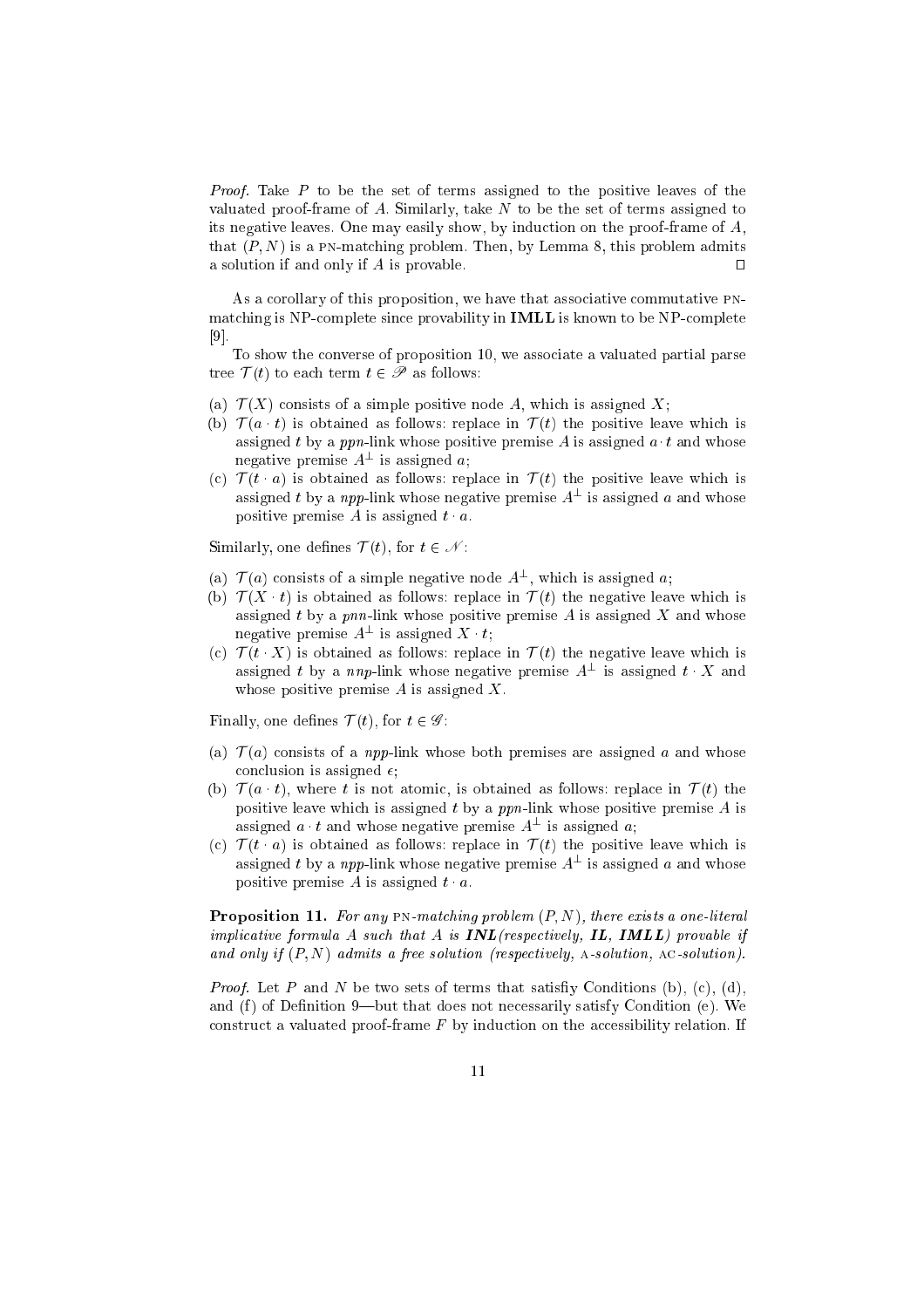*Proof.* Take $P$ to be the set of terms assigned to the positive leaves of the valuated proof-frame of $A$. Similarly, take $N$ to be the set of terms assigned to its negative leaves. One may easily show, by induction on the proof-frame of $A$, that $(P, N)$ is a PN-matching problem. Then, by Lemma 8, this problem admits a solution if and only if $A$ is provable. $\square$

As a corollary of this proposition, we have that associative commutative PN-matching is NP-complete since provability in **IMLL** is known to be NP-complete [9].

To show the converse of proposition 10, we associate a valuated partial parse tree $\mathcal{T}(t)$ to each term $t \in \mathscr{P}$ as follows:

(a) $\mathcal{T}(X)$ consists of a simple positive node $A$, which is assigned $X$;
(b) $\mathcal{T}(a \cdot t)$ is obtained as follows: replace in $\mathcal{T}(t)$ the positive leave which is assigned $t$ by a *ppn*-link whose positive premise $A$ is assigned $a \cdot t$ and whose negative premise $A^{\perp}$ is assigned $a$;
(c) $\mathcal{T}(t \cdot a)$ is obtained as follows: replace in $\mathcal{T}(t)$ the positive leave which is assigned $t$ by a *npp*-link whose negative premise $A^{\perp}$ is assigned $a$ and whose positive premise $A$ is assigned $t \cdot a$.

Similarly, one defines $\mathcal{T}(t)$, for $t \in \mathscr{N}$:

(a) $\mathcal{T}(a)$ consists of a simple negative node $A^{\perp}$, which is assigned $a$;
(b) $\mathcal{T}(X \cdot t)$ is obtained as follows: replace in $\mathcal{T}(t)$ the negative leave which is assigned $t$ by a *pnn*-link whose positive premise $A$ is assigned $X$ and whose negative premise $A^{\perp}$ is assigned $X \cdot t$;
(c) $\mathcal{T}(t \cdot X)$ is obtained as follows: replace in $\mathcal{T}(t)$ the negative leave which is assigned $t$ by a *nnp*-link whose negative premise $A^{\perp}$ is assigned $t \cdot X$ and whose positive premise $A$ is assigned $X$.

Finally, one defines $\mathcal{T}(t)$, for $t \in \mathscr{G}$:

(a) $\mathcal{T}(a)$ consists of a *npp*-link whose both premises are assigned $a$ and whose conclusion is assigned $\epsilon$;
(b) $\mathcal{T}(a \cdot t)$, where $t$ is not atomic, is obtained as follows: replace in $\mathcal{T}(t)$ the positive leave which is assigned $t$ by a *ppn*-link whose positive premise $A$ is assigned $a \cdot t$ and whose negative premise $A^{\perp}$ is assigned $a$;
(c) $\mathcal{T}(t \cdot a)$ is obtained as follows: replace in $\mathcal{T}(t)$ the positive leave which is assigned $t$ by a *npp*-link whose negative premise $A^{\perp}$ is assigned $a$ and whose positive premise $A$ is assigned $t \cdot a$.

**Proposition 11.** *For any* PN*-matching problem $(P, N)$, there exists a one-literal implicative formula $A$ such that $A$ is* **INL** *(respectively,* **IL**, **IMLL***) provable if and only if $(P, N)$ admits a free solution (respectively,* A*-solution,* AC*-solution).*

*Proof.* Let $P$ and $N$ be two sets of terms that satisfiy Conditions (b), (c), (d), and (f) of Definition 9—but that does not necessarily satisfy Condition (e). We construct a valuated proof-frame $F$ by induction on the accessibility relation. If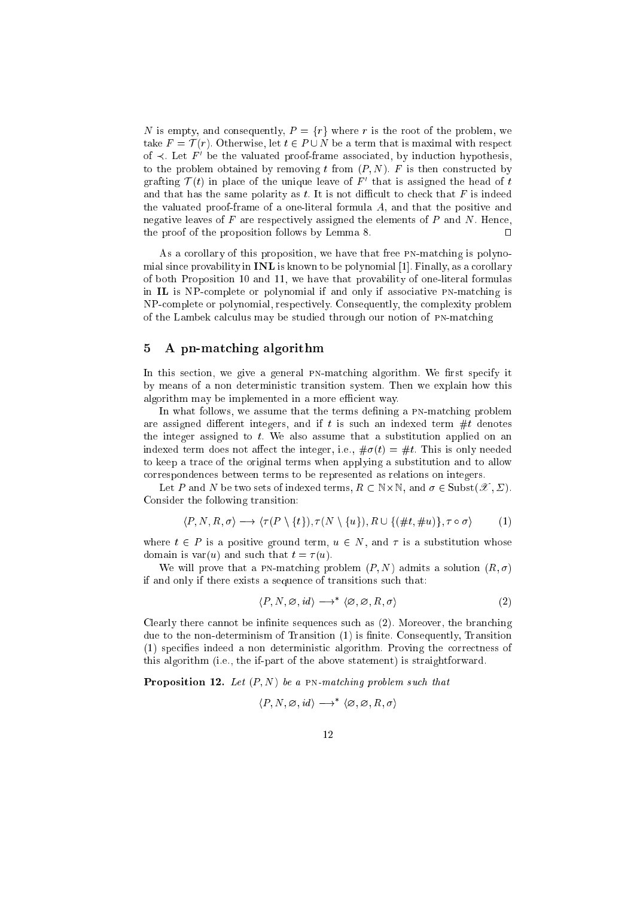$N$ is empty, and consequently, $P = \{r\}$ where $r$ is the root of the problem, we take $F = \mathcal{T}(r)$. Otherwise, let $t \in P \cup N$ be a term that is maximal with respect of $\prec$. Let $F'$ be the valuated proof-frame associated, by induction hypothesis, to the problem obtained by removing $t$ from $(P, N)$. $F$ is then constructed by grafting $\mathcal{T}(t)$ in place of the unique leave of $F'$ that is assigned the head of $t$ and that has the same polarity as $t$. It is not difficult to check that $F$ is indeed the valuated proof-frame of a one-literal formula $A$, and that the positive and negative leaves of $F$ are respectively assigned the elements of $P$ and $N$. Hence, the proof of the proposition follows by Lemma 8. □

As a corollary of this proposition, we have that free PN-matching is polynomial since provability in **INL** is known to be polynomial [1]. Finally, as a corollary of both Proposition 10 and 11, we have that provability of one-literal formulas in **IL** is NP-complete or polynomial if and only if associative PN-matching is NP-complete or polynomial, respectively. Consequently, the complexity problem of the Lambek calculus may be studied through our notion of PN-matching

## 5 A pn-matching algorithm

In this section, we give a general PN-matching algorithm. We first specify it by means of a non deterministic transition system. Then we explain how this algorithm may be implemented in a more efficient way.

In what follows, we assume that the terms defining a PN-matching problem are assigned different integers, and if $t$ is such an indexed term $\#t$ denotes the integer assigned to $t$. We also assume that a substitution applied on an indexed term does not affect the integer, i.e., $\#\sigma(t) = \#t$. This is only needed to keep a trace of the original terms when applying a substitution and to allow correspondences between terms to be represented as relations on integers.

Let $P$ and $N$ be two sets of indexed terms, $R \subset \mathbb{N} \times \mathbb{N}$, and $\sigma \in \mathrm{Subst}(\mathscr{X}, \Sigma)$. Consider the following transition:

$$\langle P, N, R, \sigma \rangle \longrightarrow \langle \tau(P \setminus \{t\}), \tau(N \setminus \{u\}), R \cup \{(\#t, \#u)\}, \tau \circ \sigma \rangle \qquad (1)$$

where $t \in P$ is a positive ground term, $u \in N$, and $\tau$ is a substitution whose domain is $\mathrm{var}(u)$ and such that $t = \tau(u)$.

We will prove that a PN-matching problem $(P, N)$ admits a solution $(R, \sigma)$ if and only if there exists a sequence of transitions such that:

$$\langle P, N, \varnothing, id \rangle \longrightarrow^* \langle \varnothing, \varnothing, R, \sigma \rangle \qquad (2)$$

Clearly there cannot be infinite sequences such as (2). Moreover, the branching due to the non-determinism of Transition (1) is finite. Consequently, Transition (1) specifies indeed a non deterministic algorithm. Proving the correctness of this algorithm (i.e., the if-part of the above statement) is straightforward.

**Proposition 12.** *Let $(P, N)$ be a PN-matching problem such that*

$$\langle P, N, \varnothing, id \rangle \longrightarrow^* \langle \varnothing, \varnothing, R, \sigma \rangle$$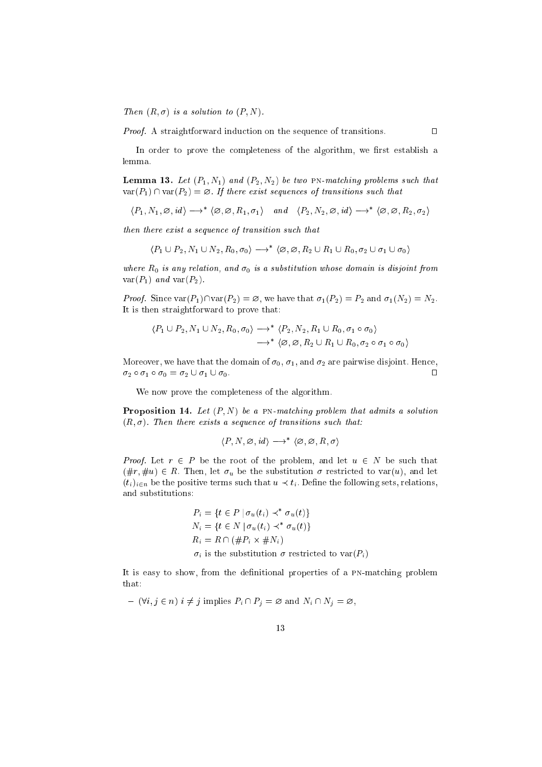*Then $(R, \sigma)$ is a solution to $(P, N)$.*

*Proof.* A straightforward induction on the sequence of transitions. $\square$

In order to prove the completeness of the algorithm, we first establish a lemma.

**Lemma 13.** *Let $(P_1, N_1)$ and $(P_2, N_2)$ be two* PN*-matching problems such that $\mathrm{var}(P_1) \cap \mathrm{var}(P_2) = \varnothing$. If there exist sequences of transitions such that*

$$\langle P_1, N_1, \varnothing, id\rangle \longrightarrow^* \langle \varnothing, \varnothing, R_1, \sigma_1\rangle \quad \textit{and} \quad \langle P_2, N_2, \varnothing, id\rangle \longrightarrow^* \langle \varnothing, \varnothing, R_2, \sigma_2\rangle$$

*then there exist a sequence of transition such that*

$$\langle P_1 \cup P_2, N_1 \cup N_2, R_0, \sigma_0\rangle \longrightarrow^* \langle \varnothing, \varnothing, R_2 \cup R_1 \cup R_0, \sigma_2 \cup \sigma_1 \cup \sigma_0\rangle$$

*where $R_0$ is any relation, and $\sigma_0$ is a substitution whose domain is disjoint from $\mathrm{var}(P_1)$ and $\mathrm{var}(P_2)$.*

*Proof.* Since $\mathrm{var}(P_1) \cap \mathrm{var}(P_2) = \varnothing$, we have that $\sigma_1(P_2) = P_2$ and $\sigma_1(N_2) = N_2$. It is then straightforward to prove that:

$$\begin{aligned}\langle P_1 \cup P_2, N_1 \cup N_2, R_0, \sigma_0\rangle &\longrightarrow^* \langle P_2, N_2, R_1 \cup R_0, \sigma_1 \circ \sigma_0\rangle \\ &\longrightarrow^* \langle \varnothing, \varnothing, R_2 \cup R_1 \cup R_0, \sigma_2 \circ \sigma_1 \circ \sigma_0\rangle\end{aligned}$$

Moreover, we have that the domain of $\sigma_0$, $\sigma_1$, and $\sigma_2$ are pairwise disjoint. Hence, $\sigma_2 \circ \sigma_1 \circ \sigma_0 = \sigma_2 \cup \sigma_1 \cup \sigma_0$. $\square$

We now prove the completeness of the algorithm.

**Proposition 14.** *Let $(P, N)$ be a* PN*-matching problem that admits a solution $(R, \sigma)$. Then there exists a sequence of transitions such that:*

$$\langle P, N, \varnothing, id\rangle \longrightarrow^* \langle \varnothing, \varnothing, R, \sigma\rangle$$

*Proof.* Let $r \in P$ be the root of the problem, and let $u \in N$ be such that $(\#r, \#u) \in R$. Then, let $\sigma_u$ be the substitution $\sigma$ restricted to $\mathrm{var}(u)$, and let $(t_i)_{i \in n}$ be the positive terms such that $u \prec t_i$. Define the following sets, relations, and substitutions:

$$\begin{aligned}&P_i = \{t \in P \mid \sigma_u(t_i) \prec^* \sigma_u(t)\} \\ &N_i = \{t \in N \mid \sigma_u(t_i) \prec^* \sigma_u(t)\} \\ &R_i = R \cap (\#P_i \times \#N_i) \\ &\sigma_i \text{ is the substitution } \sigma \text{ restricted to } \mathrm{var}(P_i)\end{aligned}$$

It is easy to show, from the definitional properties of a PN-matching problem that:

- $(\forall i, j \in n)\ i \neq j$ implies $P_i \cap P_j = \varnothing$ and $N_i \cap N_j = \varnothing$,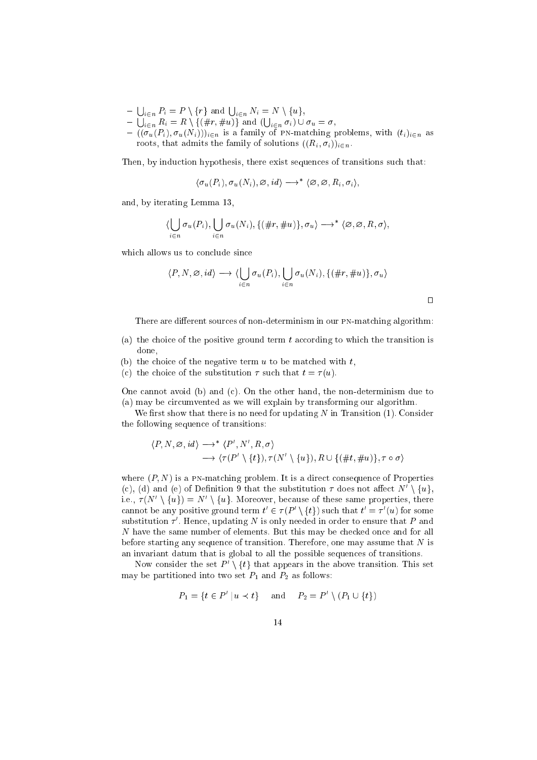- $\bigcup_{i \in n} P_i = P \setminus \{r\}$ and $\bigcup_{i \in n} N_i = N \setminus \{u\}$,
- $\bigcup_{i \in n} R_i = R \setminus \{(\#r, \#u)\}$ and $(\bigcup_{i \in n} \sigma_i) \cup \sigma_u = \sigma$,
- $((\sigma_u(P_i), \sigma_u(N_i)))_{i \in n}$ is a family of PN-matching problems, with $(t_i)_{i \in n}$ as roots, that admits the family of solutions $((R_i, \sigma_i))_{i \in n}$.

Then, by induction hypothesis, there exist sequences of transitions such that:

$$\langle \sigma_u(P_i), \sigma_u(N_i), \varnothing, id \rangle \longrightarrow^* \langle \varnothing, \varnothing, R_i, \sigma_i \rangle,$$

and, by iterating Lemma 13,

$$\langle \bigcup_{i \in n} \sigma_u(P_i), \bigcup_{i \in n} \sigma_u(N_i), \{(\#r, \#u)\}, \sigma_u \rangle \longrightarrow^* \langle \varnothing, \varnothing, R, \sigma \rangle,$$

which allows us to conclude since

$$\langle P, N, \varnothing, id \rangle \longrightarrow \langle \bigcup_{i \in n} \sigma_u(P_i), \bigcup_{i \in n} \sigma_u(N_i), \{(\#r, \#u)\}, \sigma_u \rangle$$

□

There are different sources of non-determinism in our PN-matching algorithm:

(a) the choice of the positive ground term $t$ according to which the transition is done,
(b) the choice of the negative term $u$ to be matched with $t$,
(c) the choice of the substitution $\tau$ such that $t = \tau(u)$.

One cannot avoid (b) and (c). On the other hand, the non-determinism due to (a) may be circumvented as we will explain by transforming our algorithm.

We first show that there is no need for updating $N$ in Transition (1). Consider the following sequence of transitions:

$$\begin{aligned} \langle P, N, \varnothing, id \rangle &\longrightarrow^* \langle P', N', R, \sigma \rangle \\ &\longrightarrow \langle \tau(P' \setminus \{t\}), \tau(N' \setminus \{u\}), R \cup \{(\#t, \#u)\}, \tau \circ \sigma \rangle \end{aligned}$$

where $(P, N)$ is a PN-matching problem. It is a direct consequence of Properties (c), (d) and (e) of Definition 9 that the substitution $\tau$ does not affect $N' \setminus \{u\}$, i.e., $\tau(N' \setminus \{u\}) = N' \setminus \{u\}$. Moreover, because of these same properties, there cannot be any positive ground term $t' \in \tau(P' \setminus \{t\})$ such that $t' = \tau'(u)$ for some substitution $\tau'$. Hence, updating $N$ is only needed in order to ensure that $P$ and $N$ have the same number of elements. But this may be checked once and for all before starting any sequence of transition. Therefore, one may assume that $N$ is an invariant datum that is global to all the possible sequences of transitions.

Now consider the set $P' \setminus \{t\}$ that appears in the above transition. This set may be partitioned into two set $P_1$ and $P_2$ as follows:

$$P_1 = \{t \in P' \mid u \prec t\} \quad \text{and} \quad P_2 = P' \setminus (P_1 \cup \{t\})$$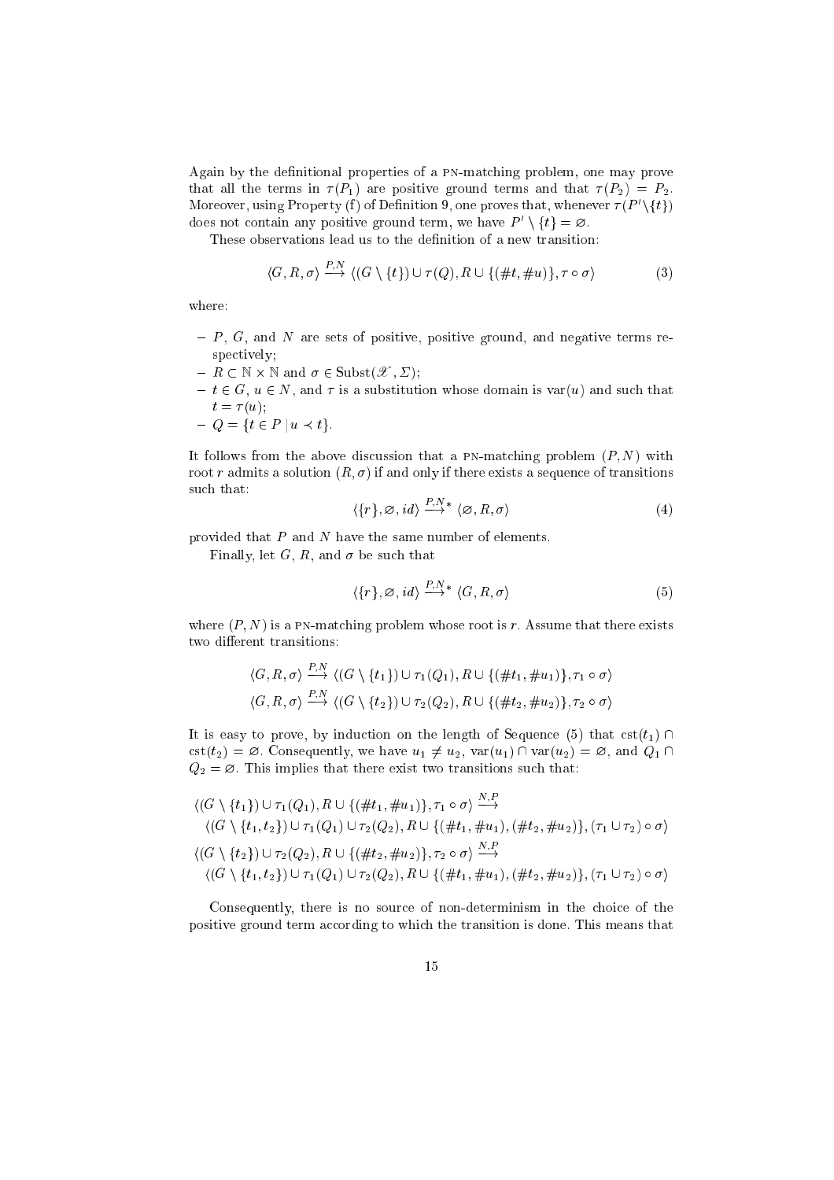Again by the definitional properties of a PN-matching problem, one may prove that all the terms in $\tau(P_1)$ are positive ground terms and that $\tau(P_2) = P_2$. Moreover, using Property (f) of Definition 9, one proves that, whenever $\tau(P' \backslash \{t\})$ does not contain any positive ground term, we have $P' \setminus \{t\} = \varnothing$.

These observations lead us to the definition of a new transition:

$$\langle G, R, \sigma \rangle \stackrel{P,N}{\longrightarrow} \langle (G \setminus \{t\}) \cup \tau(Q), R \cup \{(\#t, \#u)\}, \tau \circ \sigma \rangle \tag{3}$$

where:

- $P$, $G$, and $N$ are sets of positive, positive ground, and negative terms respectively;
- $R \subset \mathbb{N} \times \mathbb{N}$ and $\sigma \in \mathrm{Subst}(\mathscr{X}, \Sigma)$;
- $t \in G$, $u \in N$, and $\tau$ is a substitution whose domain is $\mathrm{var}(u)$ and such that $t = \tau(u)$;
- $Q = \{t \in P \mid u \prec t\}$.

It follows from the above discussion that a PN-matching problem $(P, N)$ with root $r$ admits a solution $(R, \sigma)$ if and only if there exists a sequence of transitions such that:

$$\langle \{r\}, \varnothing, id \rangle \stackrel{P,N}{\longrightarrow}{}^{*} \langle \varnothing, R, \sigma \rangle \tag{4}$$

provided that $P$ and $N$ have the same number of elements.

Finally, let $G$, $R$, and $\sigma$ be such that

$$\langle \{r\}, \varnothing, id \rangle \stackrel{P,N}{\longrightarrow}{}^{*} \langle G, R, \sigma \rangle \tag{5}$$

where $(P, N)$ is a PN-matching problem whose root is $r$. Assume that there exists two different transitions:

$$\langle G, R, \sigma \rangle \stackrel{P,N}{\longrightarrow} \langle (G \setminus \{t_1\}) \cup \tau_1(Q_1), R \cup \{(\#t_1, \#u_1)\}, \tau_1 \circ \sigma \rangle$$
$$\langle G, R, \sigma \rangle \stackrel{P,N}{\longrightarrow} \langle (G \setminus \{t_2\}) \cup \tau_2(Q_2), R \cup \{(\#t_2, \#u_2)\}, \tau_2 \circ \sigma \rangle$$

It is easy to prove, by induction on the length of Sequence (5) that $\mathrm{cst}(t_1) \cap \mathrm{cst}(t_2) = \varnothing$. Consequently, we have $u_1 \neq u_2$, $\mathrm{var}(u_1) \cap \mathrm{var}(u_2) = \varnothing$, and $Q_1 \cap Q_2 = \varnothing$. This implies that there exist two transitions such that:

$$\langle (G \setminus \{t_1\}) \cup \tau_1(Q_1), R \cup \{(\#t_1, \#u_1)\}, \tau_1 \circ \sigma \rangle \stackrel{N,P}{\longrightarrow}$$
$$\langle (G \setminus \{t_1, t_2\}) \cup \tau_1(Q_1) \cup \tau_2(Q_2), R \cup \{(\#t_1, \#u_1), (\#t_2, \#u_2)\}, (\tau_1 \cup \tau_2) \circ \sigma \rangle$$
$$\langle (G \setminus \{t_2\}) \cup \tau_2(Q_2), R \cup \{(\#t_2, \#u_2)\}, \tau_2 \circ \sigma \rangle \stackrel{N,P}{\longrightarrow}$$
$$\langle (G \setminus \{t_1, t_2\}) \cup \tau_1(Q_1) \cup \tau_2(Q_2), R \cup \{(\#t_1, \#u_1), (\#t_2, \#u_2)\}, (\tau_1 \cup \tau_2) \circ \sigma \rangle$$

Consequently, there is no source of non-determinism in the choice of the positive ground term according to which the transition is done. This means that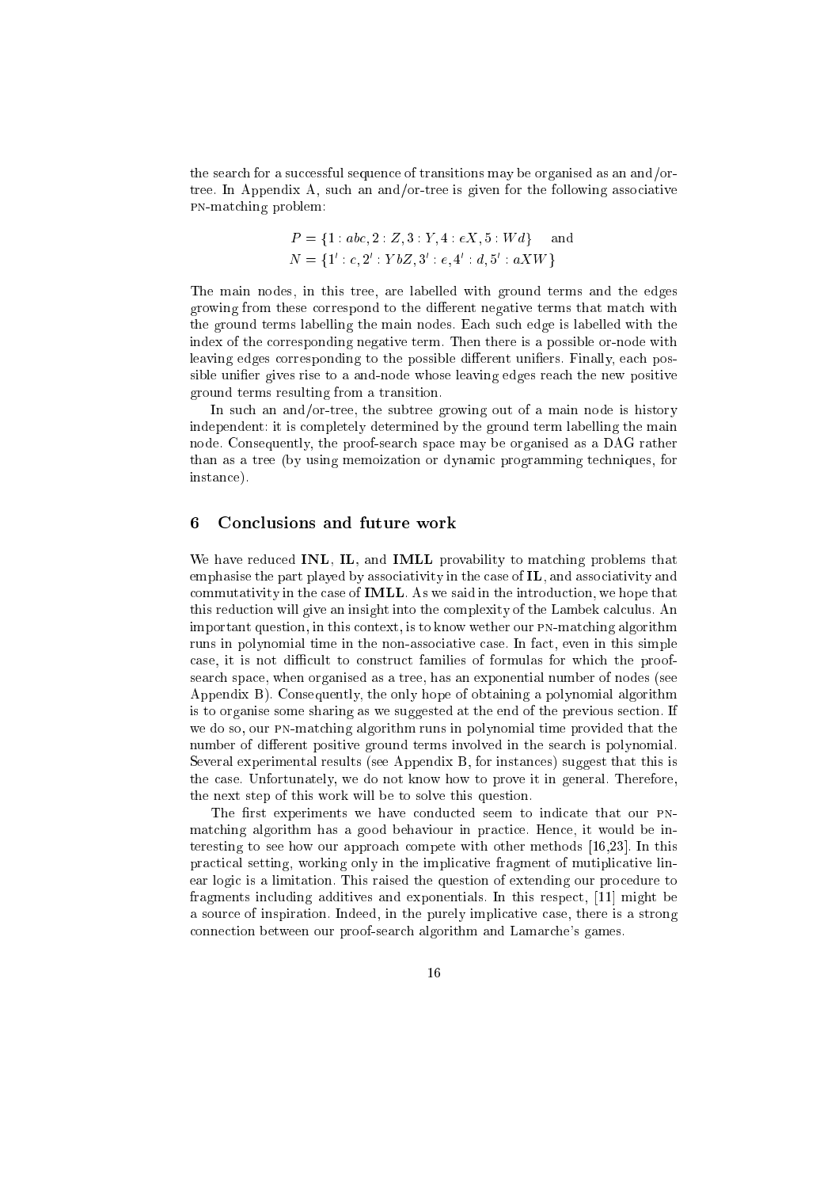the search for a successful sequence of transitions may be organised as an and/or-tree. In Appendix A, such an and/or-tree is given for the following associative PN-matching problem:

$$P = \{1 : abc, 2 : Z, 3 : Y, 4 : eX, 5 : Wd\} \quad \text{and}$$
$$N = \{1' : c, 2' : YbZ, 3' : e, 4' : d, 5' : aXW\}$$

The main nodes, in this tree, are labelled with ground terms and the edges growing from these correspond to the different negative terms that match with the ground terms labelling the main nodes. Each such edge is labelled with the index of the corresponding negative term. Then there is a possible or-node with leaving edges corresponding to the possible different unifiers. Finally, each possible unifier gives rise to a and-node whose leaving edges reach the new positive ground terms resulting from a transition.

In such an and/or-tree, the subtree growing out of a main node is history independent: it is completely determined by the ground term labelling the main node. Consequently, the proof-search space may be organised as a DAG rather than as a tree (by using memoization or dynamic programming techniques, for instance).

## 6 Conclusions and future work

We have reduced **INL**, **IL**, and **IMLL** provability to matching problems that emphasise the part played by associativity in the case of **IL**, and associativity and commutativity in the case of **IMLL**. As we said in the introduction, we hope that this reduction will give an insight into the complexity of the Lambek calculus. An important question, in this context, is to know wether our PN-matching algorithm runs in polynomial time in the non-associative case. In fact, even in this simple case, it is not difficult to construct families of formulas for which the proof-search space, when organised as a tree, has an exponential number of nodes (see Appendix B). Consequently, the only hope of obtaining a polynomial algorithm is to organise some sharing as we suggested at the end of the previous section. If we do so, our PN-matching algorithm runs in polynomial time provided that the number of different positive ground terms involved in the search is polynomial. Several experimental results (see Appendix B, for instances) suggest that this is the case. Unfortunately, we do not know how to prove it in general. Therefore, the next step of this work will be to solve this question.

The first experiments we have conducted seem to indicate that our PN-matching algorithm has a good behaviour in practice. Hence, it would be interesting to see how our approach compete with other methods [16,23]. In this practical setting, working only in the implicative fragment of mutiplicative linear logic is a limitation. This raised the question of extending our procedure to fragments including additives and exponentials. In this respect, [11] might be a source of inspiration. Indeed, in the purely implicative case, there is a strong connection between our proof-search algorithm and Lamarche's games.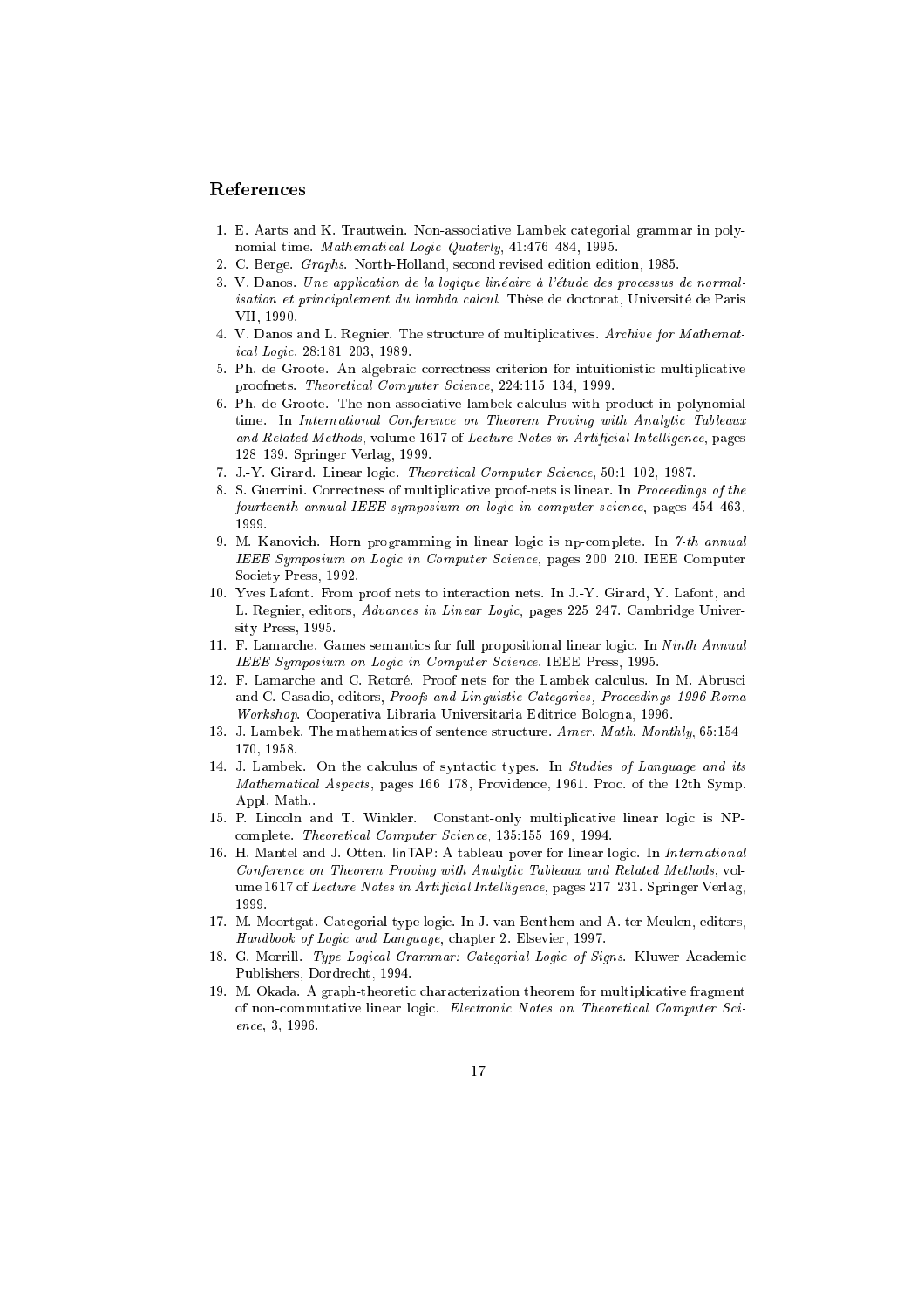## References

1. E. Aarts and K. Trautwein. Non-associative Lambek categorial grammar in polynomial time. *Mathematical Logic Quaterly*, 41:476 484, 1995.
2. C. Berge. *Graphs*. North-Holland, second revised edition edition, 1985.
3. V. Danos. *Une application de la logique linéaire à l'étude des processus de normalisation et principalement du lambda calcul*. Thèse de doctorat, Université de Paris VII, 1990.
4. V. Danos and L. Regnier. The structure of multiplicatives. *Archive for Mathematical Logic*, 28:181 203, 1989.
5. Ph. de Groote. An algebraic correctness criterion for intuitionistic multiplicative proofnets. *Theoretical Computer Science*, 224:115 134, 1999.
6. Ph. de Groote. The non-associative lambek calculus with product in polynomial time. In *International Conference on Theorem Proving with Analytic Tableaux and Related Methods*, volume 1617 of *Lecture Notes in Artificial Intelligence*, pages 128 139. Springer Verlag, 1999.
7. J.-Y. Girard. Linear logic. *Theoretical Computer Science*, 50:1 102, 1987.
8. S. Guerrini. Correctness of multiplicative proof-nets is linear. In *Proceedings of the fourteenth annual IEEE symposium on logic in computer science*, pages 454 463, 1999.
9. M. Kanovich. Horn programming in linear logic is np-complete. In *7-th annual IEEE Symposium on Logic in Computer Science*, pages 200 210. IEEE Computer Society Press, 1992.
10. Yves Lafont. From proof nets to interaction nets. In J.-Y. Girard, Y. Lafont, and L. Regnier, editors, *Advances in Linear Logic*, pages 225 247. Cambridge University Press, 1995.
11. F. Lamarche. Games semantics for full propositional linear logic. In *Ninth Annual IEEE Symposium on Logic in Computer Science*. IEEE Press, 1995.
12. F. Lamarche and C. Retoré. Proof nets for the Lambek calculus. In M. Abrusci and C. Casadio, editors, *Proofs and Linguistic Categories, Proceedings 1996 Roma Workshop*. Cooperativa Libraria Universitaria Editrice Bologna, 1996.
13. J. Lambek. The mathematics of sentence structure. *Amer. Math. Monthly*, 65:154 170, 1958.
14. J. Lambek. On the calculus of syntactic types. In *Studies of Language and its Mathematical Aspects*, pages 166 178, Providence, 1961. Proc. of the 12th Symp. Appl. Math..
15. P. Lincoln and T. Winkler. Constant-only multiplicative linear logic is NP-complete. *Theoretical Computer Science*, 135:155 169, 1994.
16. H. Mantel and J. Otten. linTAP: A tableau pover for linear logic. In *International Conference on Theorem Proving with Analytic Tableaux and Related Methods*, volume 1617 of *Lecture Notes in Artificial Intelligence*, pages 217 231. Springer Verlag, 1999.
17. M. Moortgat. Categorial type logic. In J. van Benthem and A. ter Meulen, editors, *Handbook of Logic and Language*, chapter 2. Elsevier, 1997.
18. G. Morrill. *Type Logical Grammar: Categorial Logic of Signs*. Kluwer Academic Publishers, Dordrecht, 1994.
19. M. Okada. A graph-theoretic characterization theorem for multiplicative fragment of non-commutative linear logic. *Electronic Notes on Theoretical Computer Science*, 3, 1996.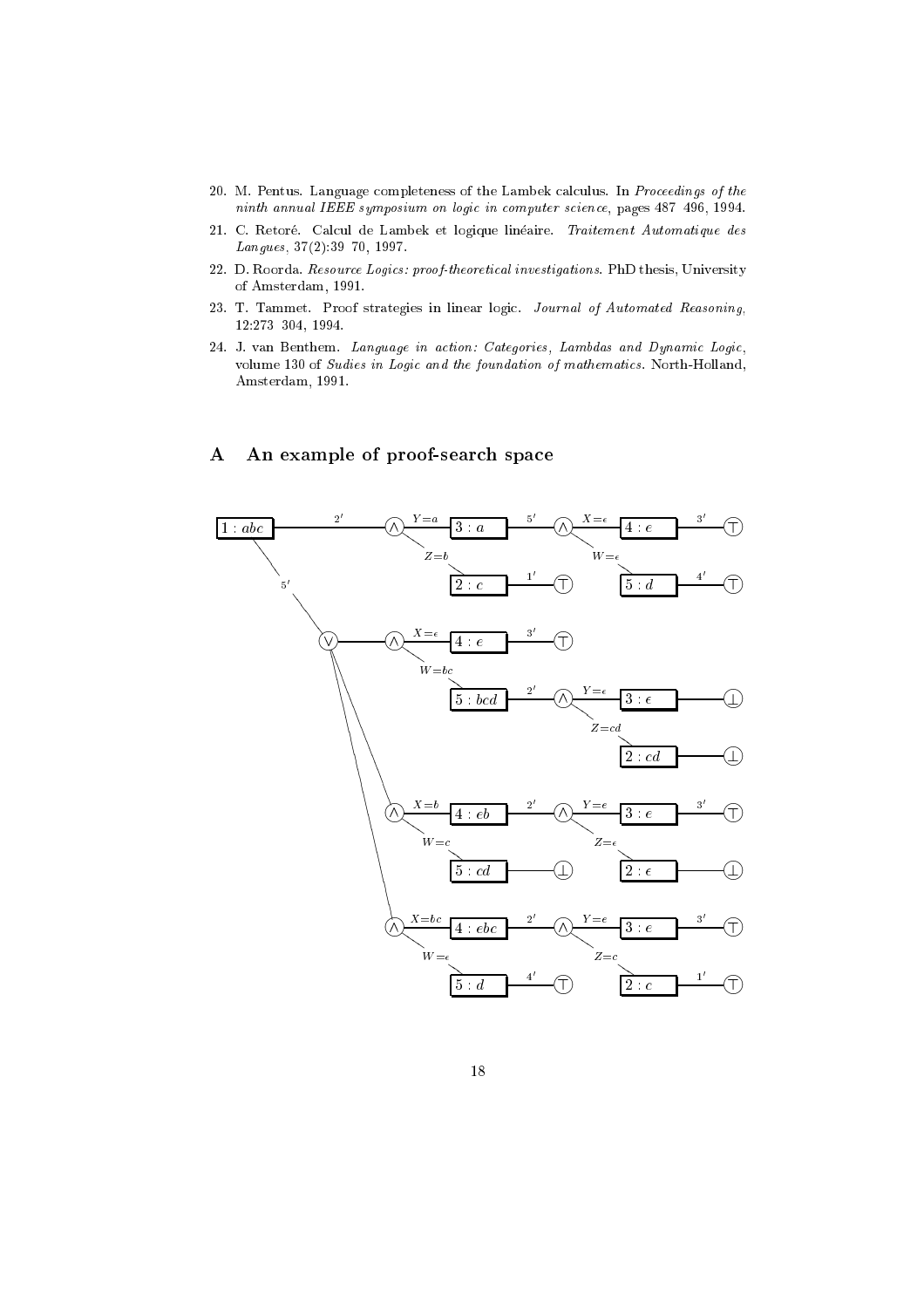20. M. Pentus. Language completeness of the Lambek calculus. In *Proceedings of the ninth annual IEEE symposium on logic in computer science*, pages 487 496, 1994.
21. C. Retoré. Calcul de Lambek et logique linéaire. *Traitement Automatique des Langues*, 37(2):39 70, 1997.
22. D. Roorda. *Resource Logics: proof-theoretical investigations*. PhD thesis, University of Amsterdam, 1991.
23. T. Tammet. Proof strategies in linear logic. *Journal of Automated Reasoning*, 12:273 304, 1994.
24. J. van Benthem. *Language in action: Categories, Lambdas and Dynamic Logic*, volume 130 of *Sudies in Logic and the foundation of mathematics*. North-Holland, Amsterdam, 1991.

## A An example of proof-search space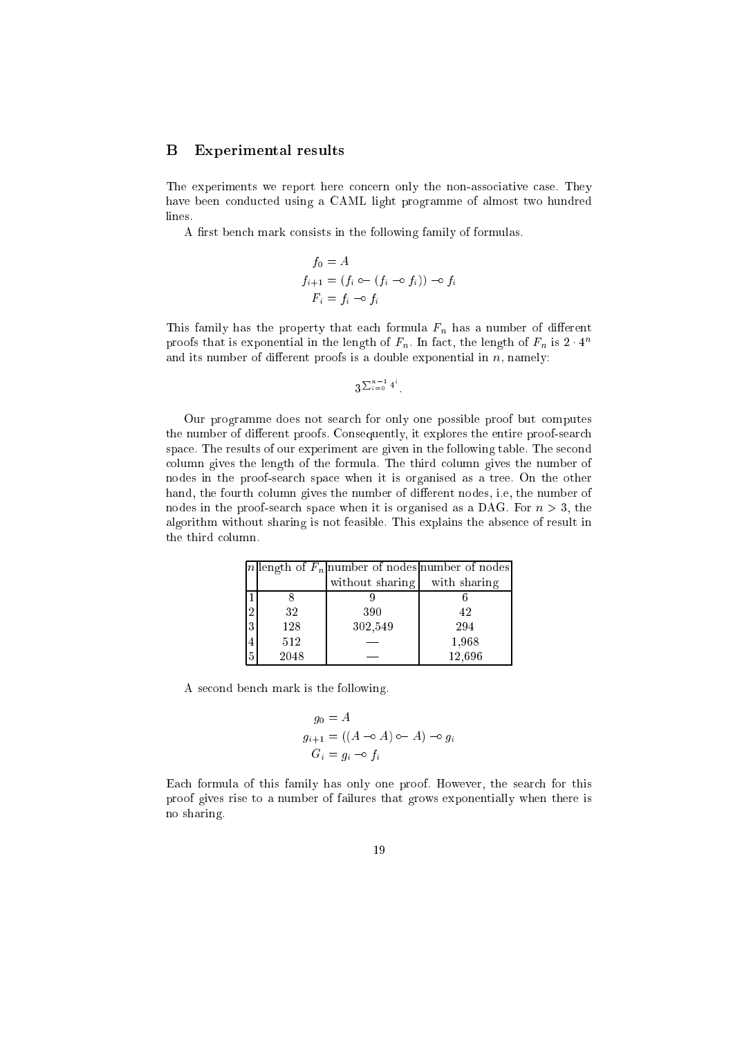## B Experimental results

The experiments we report here concern only the non-associative case. They have been conducted using a CAML light programme of almost two hundred lines.

A first bench mark consists in the following family of formulas.

$$
\begin{aligned}
f_0 &= A \\
f_{i+1} &= (f_i \multimapinv (f_i \multimap f_i)) \multimap f_i \\
F_i &= f_i \multimap f_i
\end{aligned}
$$

This family has the property that each formula $F_n$ has a number of different proofs that is exponential in the length of $F_n$. In fact, the length of $F_n$ is $2 \cdot 4^n$ and its number of different proofs is a double exponential in $n$, namely:

$$
3^{\sum_{i=0}^{n-1} 4^i}.
$$

Our programme does not search for only one possible proof but computes the number of different proofs. Consequently, it explores the entire proof-search space. The results of our experiment are given in the following table. The second column gives the length of the formula. The third column gives the number of nodes in the proof-search space when it is organised as a tree. On the other hand, the fourth column gives the number of different nodes, i.e, the number of nodes in the proof-search space when it is organised as a DAG. For $n > 3$, the algorithm without sharing is not feasible. This explains the absence of result in the third column.

| $n$ | length of $F_n$ | number of nodes without sharing | number of nodes with sharing |
|---|---|---|---|
| 1 | 8 | 9 | 6 |
| 2 | 32 | 390 | 42 |
| 3 | 128 | 302,549 | 294 |
| 4 | 512 | — | 1,968 |
| 5 | 2048 | — | 12,696 |

A second bench mark is the following.

$$
\begin{aligned}
g_0 &= A \\
g_{i+1} &= ((A \multimap A) \multimapinv A) \multimap g_i \\
G_i &= g_i \multimap f_i
\end{aligned}
$$

Each formula of this family has only one proof. However, the search for this proof gives rise to a number of failures that grows exponentially when there is no sharing.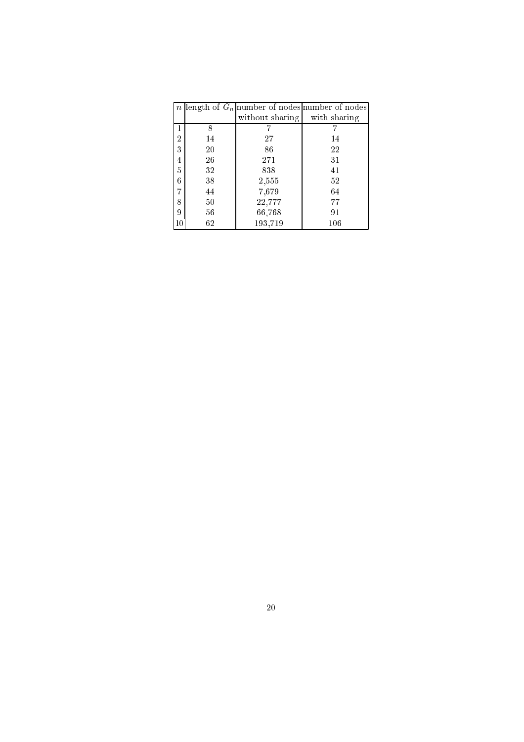| $n$ | length of $G_n$ | number of nodes without sharing | number of nodes with sharing |
|---|---|---|---|
| 1 | 8 | 7 | 7 |
| 2 | 14 | 27 | 14 |
| 3 | 20 | 86 | 22 |
| 4 | 26 | 271 | 31 |
| 5 | 32 | 838 | 41 |
| 6 | 38 | 2,555 | 52 |
| 7 | 44 | 7,679 | 64 |
| 8 | 50 | 22,777 | 77 |
| 9 | 56 | 66,768 | 91 |
| 10 | 62 | 193,719 | 106 |